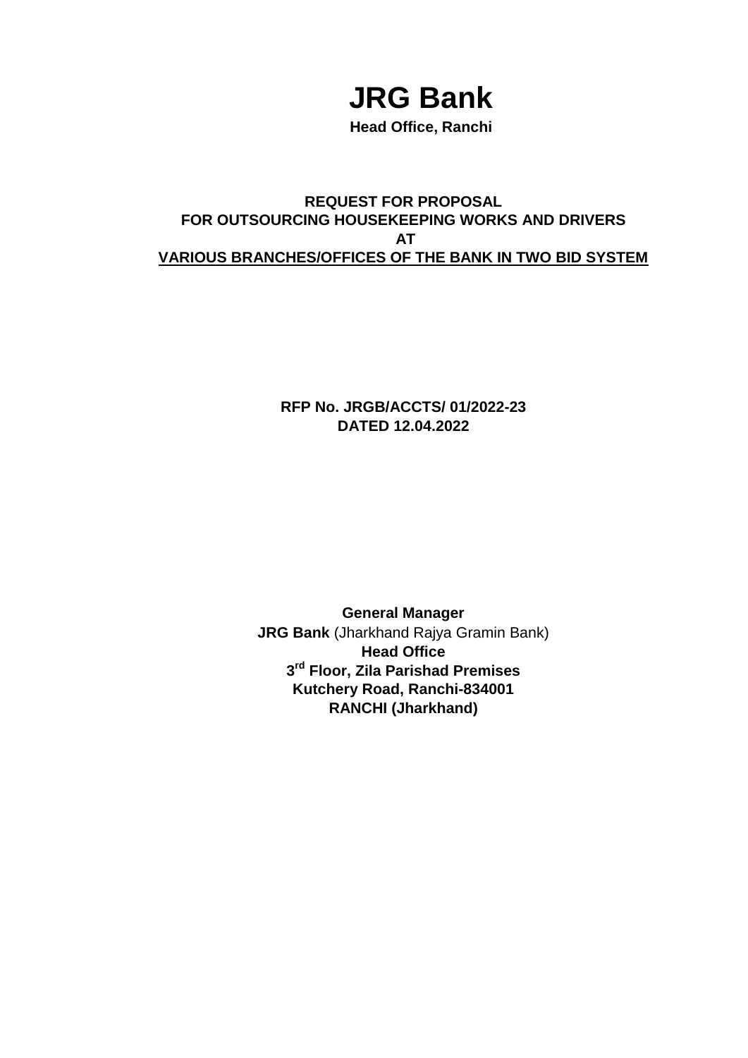# JRG Bank

**Head Office, Ranchi**

**REQUEST FOR PROPOSAL**
**FOR OUTSOURCING HOUSEKEEPING WORKS AND DRIVERS**
**AT**
**VARIOUS BRANCHES/OFFICES OF THE BANK IN TWO BID SYSTEM**

**RFP No. JRGB/ACCTS/ 01/2022-23**
**DATED 12.04.2022**

**General Manager**
**JRG Bank** (Jharkhand Rajya Gramin Bank)
**Head Office**
**3rd Floor, Zila Parishad Premises**
**Kutchery Road, Ranchi-834001**
**RANCHI (Jharkhand)**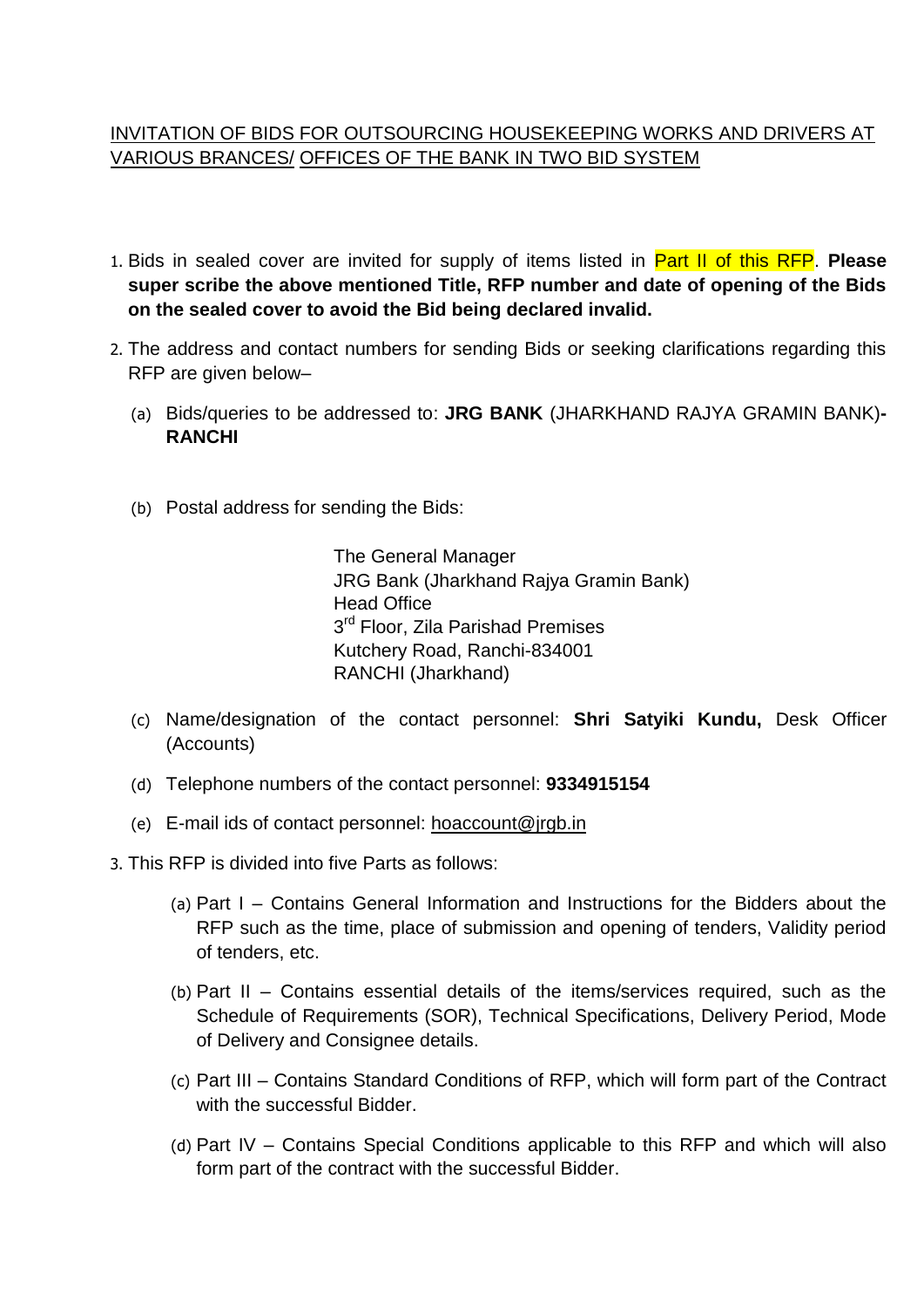<u>INVITATION OF BIDS FOR OUTSOURCING HOUSEKEEPING WORKS AND DRIVERS AT VARIOUS BRANCES/ OFFICES OF THE BANK IN TWO BID SYSTEM</u>

1. Bids in sealed cover are invited for supply of items listed in Part II of this RFP. **Please super scribe the above mentioned Title, RFP number and date of opening of the Bids on the sealed cover to avoid the Bid being declared invalid.**

2. The address and contact numbers for sending Bids or seeking clarifications regarding this RFP are given below–

   (a) Bids/queries to be addressed to: **JRG BANK** (JHARKHAND RAJYA GRAMIN BANK)**- RANCHI**

   (b) Postal address for sending the Bids:

   The General Manager
   JRG Bank (Jharkhand Rajya Gramin Bank)
   Head Office
   3rd Floor, Zila Parishad Premises
   Kutchery Road, Ranchi-834001
   RANCHI (Jharkhand)

   (c) Name/designation of the contact personnel: **Shri Satyiki Kundu,** Desk Officer (Accounts)

   (d) Telephone numbers of the contact personnel: **9334915154**

   (e) E-mail ids of contact personnel: hoaccount@jrgb.in

3. This RFP is divided into five Parts as follows:

   (a) Part I – Contains General Information and Instructions for the Bidders about the RFP such as the time, place of submission and opening of tenders, Validity period of tenders, etc.

   (b) Part II – Contains essential details of the items/services required, such as the Schedule of Requirements (SOR), Technical Specifications, Delivery Period, Mode of Delivery and Consignee details.

   (c) Part III – Contains Standard Conditions of RFP, which will form part of the Contract with the successful Bidder.

   (d) Part IV – Contains Special Conditions applicable to this RFP and which will also form part of the contract with the successful Bidder.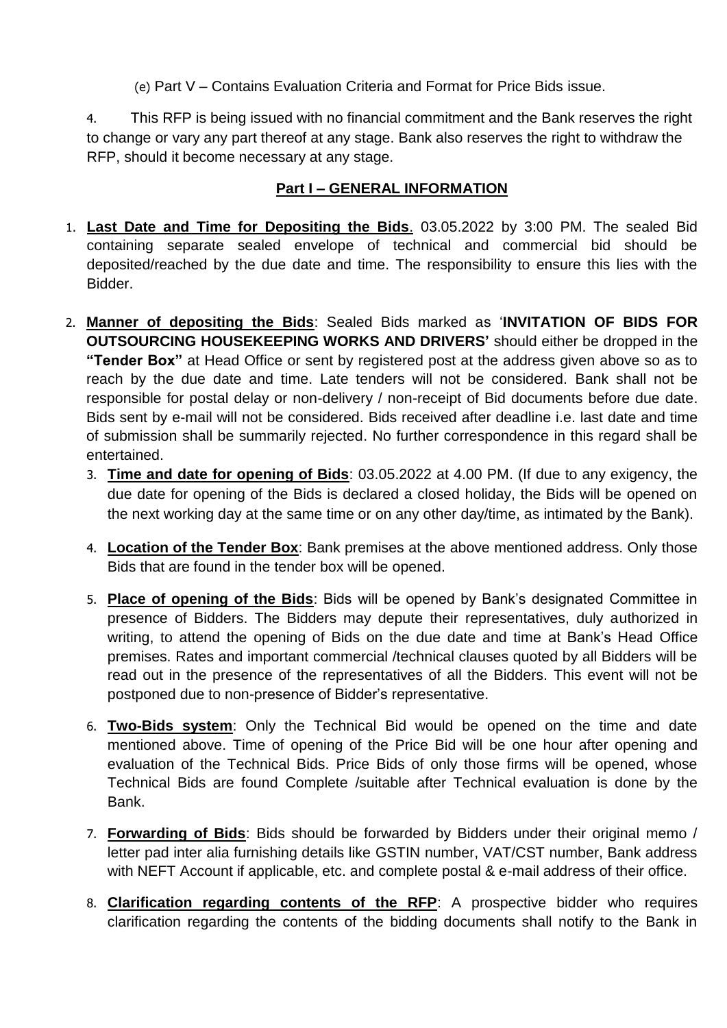(e) Part V – Contains Evaluation Criteria and Format for Price Bids issue.

4. This RFP is being issued with no financial commitment and the Bank reserves the right to change or vary any part thereof at any stage. Bank also reserves the right to withdraw the RFP, should it become necessary at any stage.

## Part I – GENERAL INFORMATION

1. **Last Date and Time for Depositing the Bids**. 03.05.2022 by 3:00 PM. The sealed Bid containing separate sealed envelope of technical and commercial bid should be deposited/reached by the due date and time. The responsibility to ensure this lies with the Bidder.

2. **Manner of depositing the Bids**: Sealed Bids marked as '**INVITATION OF BIDS FOR OUTSOURCING HOUSEKEEPING WORKS AND DRIVERS'** should either be dropped in the **"Tender Box"** at Head Office or sent by registered post at the address given above so as to reach by the due date and time. Late tenders will not be considered. Bank shall not be responsible for postal delay or non-delivery / non-receipt of Bid documents before due date. Bids sent by e-mail will not be considered. Bids received after deadline i.e. last date and time of submission shall be summarily rejected. No further correspondence in this regard shall be entertained.

3. **Time and date for opening of Bids**: 03.05.2022 at 4.00 PM. (If due to any exigency, the due date for opening of the Bids is declared a closed holiday, the Bids will be opened on the next working day at the same time or on any other day/time, as intimated by the Bank).

4. **Location of the Tender Box**: Bank premises at the above mentioned address. Only those Bids that are found in the tender box will be opened.

5. **Place of opening of the Bids**: Bids will be opened by Bank's designated Committee in presence of Bidders. The Bidders may depute their representatives, duly authorized in writing, to attend the opening of Bids on the due date and time at Bank's Head Office premises. Rates and important commercial /technical clauses quoted by all Bidders will be read out in the presence of the representatives of all the Bidders. This event will not be postponed due to non-presence of Bidder's representative.

6. **Two-Bids system**: Only the Technical Bid would be opened on the time and date mentioned above. Time of opening of the Price Bid will be one hour after opening and evaluation of the Technical Bids. Price Bids of only those firms will be opened, whose Technical Bids are found Complete /suitable after Technical evaluation is done by the Bank.

7. **Forwarding of Bids**: Bids should be forwarded by Bidders under their original memo / letter pad inter alia furnishing details like GSTIN number, VAT/CST number, Bank address with NEFT Account if applicable, etc. and complete postal & e-mail address of their office.

8. **Clarification regarding contents of the RFP**: A prospective bidder who requires clarification regarding the contents of the bidding documents shall notify to the Bank in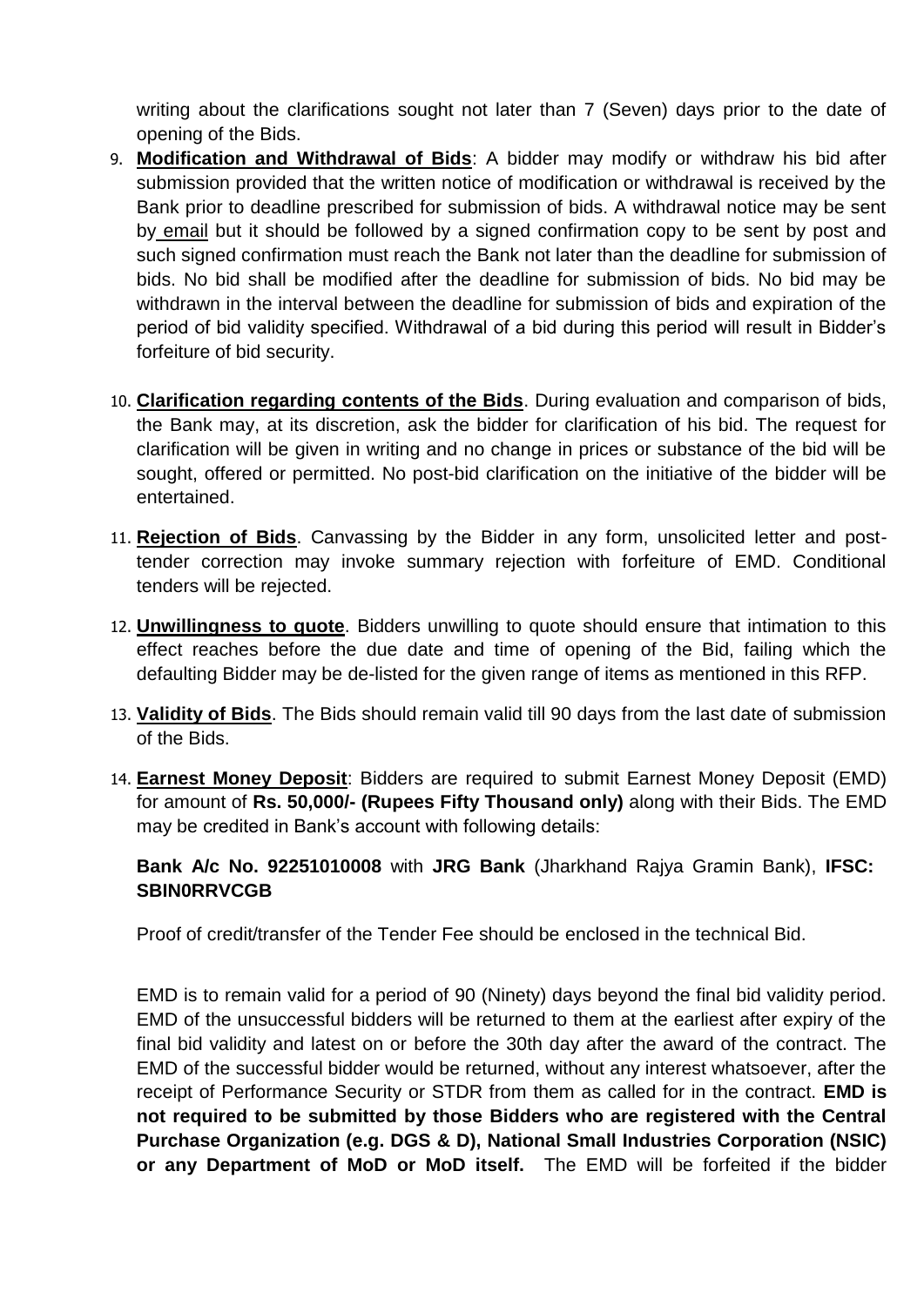writing about the clarifications sought not later than 7 (Seven) days prior to the date of opening of the Bids.

9. **Modification and Withdrawal of Bids**: A bidder may modify or withdraw his bid after submission provided that the written notice of modification or withdrawal is received by the Bank prior to deadline prescribed for submission of bids. A withdrawal notice may be sent by email but it should be followed by a signed confirmation copy to be sent by post and such signed confirmation must reach the Bank not later than the deadline for submission of bids. No bid shall be modified after the deadline for submission of bids. No bid may be withdrawn in the interval between the deadline for submission of bids and expiration of the period of bid validity specified. Withdrawal of a bid during this period will result in Bidder's forfeiture of bid security.

10. **Clarification regarding contents of the Bids**. During evaluation and comparison of bids, the Bank may, at its discretion, ask the bidder for clarification of his bid. The request for clarification will be given in writing and no change in prices or substance of the bid will be sought, offered or permitted. No post-bid clarification on the initiative of the bidder will be entertained.

11. **Rejection of Bids**. Canvassing by the Bidder in any form, unsolicited letter and post-tender correction may invoke summary rejection with forfeiture of EMD. Conditional tenders will be rejected.

12. **Unwillingness to quote**. Bidders unwilling to quote should ensure that intimation to this effect reaches before the due date and time of opening of the Bid, failing which the defaulting Bidder may be de-listed for the given range of items as mentioned in this RFP.

13. **Validity of Bids**. The Bids should remain valid till 90 days from the last date of submission of the Bids.

14. **Earnest Money Deposit**: Bidders are required to submit Earnest Money Deposit (EMD) for amount of **Rs. 50,000/- (Rupees Fifty Thousand only)** along with their Bids. The EMD may be credited in Bank's account with following details:

    **Bank A/c No. 92251010008** with **JRG Bank** (Jharkhand Rajya Gramin Bank), **IFSC: SBIN0RRVCGB**

    Proof of credit/transfer of the Tender Fee should be enclosed in the technical Bid.

    EMD is to remain valid for a period of 90 (Ninety) days beyond the final bid validity period. EMD of the unsuccessful bidders will be returned to them at the earliest after expiry of the final bid validity and latest on or before the 30th day after the award of the contract. The EMD of the successful bidder would be returned, without any interest whatsoever, after the receipt of Performance Security or STDR from them as called for in the contract. **EMD is not required to be submitted by those Bidders who are registered with the Central Purchase Organization (e.g. DGS & D), National Small Industries Corporation (NSIC) or any Department of MoD or MoD itself.** The EMD will be forfeited if the bidder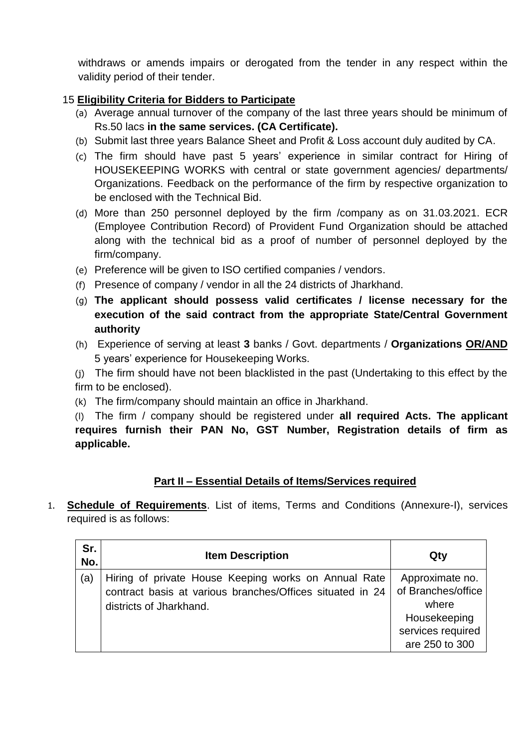withdraws or amends impairs or derogated from the tender in any respect within the validity period of their tender.

15 **Eligibility Criteria for Bidders to Participate**

(a) Average annual turnover of the company of the last three years should be minimum of Rs.50 lacs **in the same services. (CA Certificate).**

(b) Submit last three years Balance Sheet and Profit & Loss account duly audited by CA.

(c) The firm should have past 5 years' experience in similar contract for Hiring of HOUSEKEEPING WORKS with central or state government agencies/ departments/ Organizations. Feedback on the performance of the firm by respective organization to be enclosed with the Technical Bid.

(d) More than 250 personnel deployed by the firm /company as on 31.03.2021. ECR (Employee Contribution Record) of Provident Fund Organization should be attached along with the technical bid as a proof of number of personnel deployed by the firm/company.

(e) Preference will be given to ISO certified companies / vendors.

(f) Presence of company / vendor in all the 24 districts of Jharkhand.

(g) **The applicant should possess valid certificates / license necessary for the execution of the said contract from the appropriate State/Central Government authority**

(h) Experience of serving at least **3** banks / Govt. departments / **Organizations OR/AND** 5 years' experience for Housekeeping Works.

(j) The firm should have not been blacklisted in the past (Undertaking to this effect by the firm to be enclosed).

(k) The firm/company should maintain an office in Jharkhand.

(l) The firm / company should be registered under **all required Acts. The applicant requires furnish their PAN No, GST Number, Registration details of firm as applicable.**

## Part II – Essential Details of Items/Services required

1. **Schedule of Requirements**. List of items, Terms and Conditions (Annexure-I), services required is as follows:

| Sr. No. | Item Description | Qty |
|---|---|---|
| (a) | Hiring of private House Keeping works on Annual Rate contract basis at various branches/Offices situated in 24 districts of Jharkhand. | Approximate no. of Branches/office where Housekeeping services required are 250 to 300 |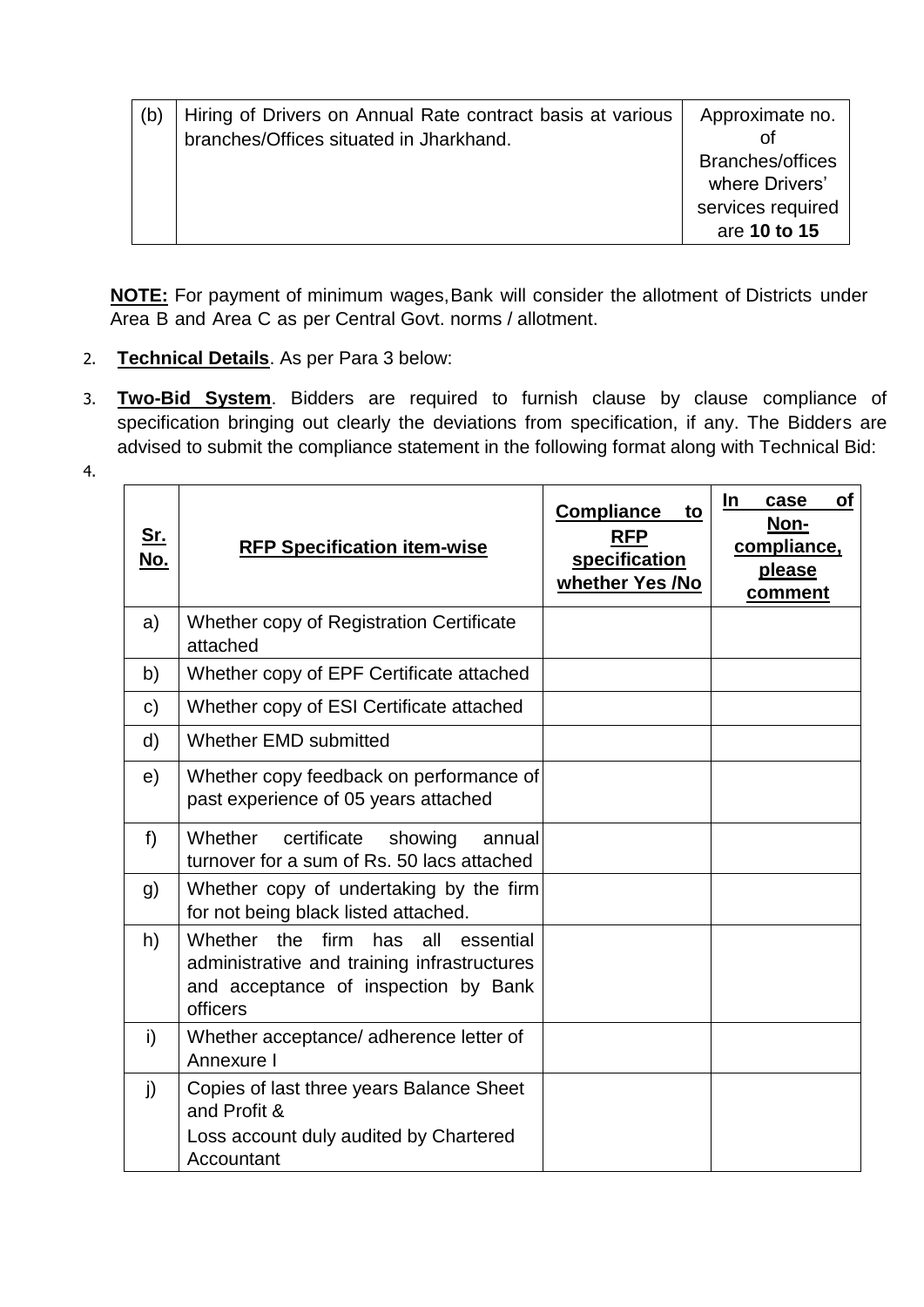| (b) | Hiring of Drivers on Annual Rate contract basis at various branches/Offices situated in Jharkhand. | Approximate no. of Branches/offices where Drivers' services required are **10 to 15** |
|---|---|---|

**NOTE:** For payment of minimum wages, Bank will consider the allotment of Districts under Area B and Area C as per Central Govt. norms / allotment.

2. **Technical Details**. As per Para 3 below:

3. **Two-Bid System**. Bidders are required to furnish clause by clause compliance of specification bringing out clearly the deviations from specification, if any. The Bidders are advised to submit the compliance statement in the following format along with Technical Bid:

4.

| Sr. No. | RFP Specification item-wise | Compliance to RFP specification whether Yes /No | In case of Non-compliance, please comment |
|---|---|---|---|
| a) | Whether copy of Registration Certificate attached | | |
| b) | Whether copy of EPF Certificate attached | | |
| c) | Whether copy of ESI Certificate attached | | |
| d) | Whether EMD submitted | | |
| e) | Whether copy feedback on performance of past experience of 05 years attached | | |
| f) | Whether certificate showing annual turnover for a sum of Rs. 50 lacs attached | | |
| g) | Whether copy of undertaking by the firm for not being black listed attached. | | |
| h) | Whether the firm has all essential administrative and training infrastructures and acceptance of inspection by Bank officers | | |
| i) | Whether acceptance/ adherence letter of Annexure I | | |
| j) | Copies of last three years Balance Sheet and Profit & Loss account duly audited by Chartered Accountant | | |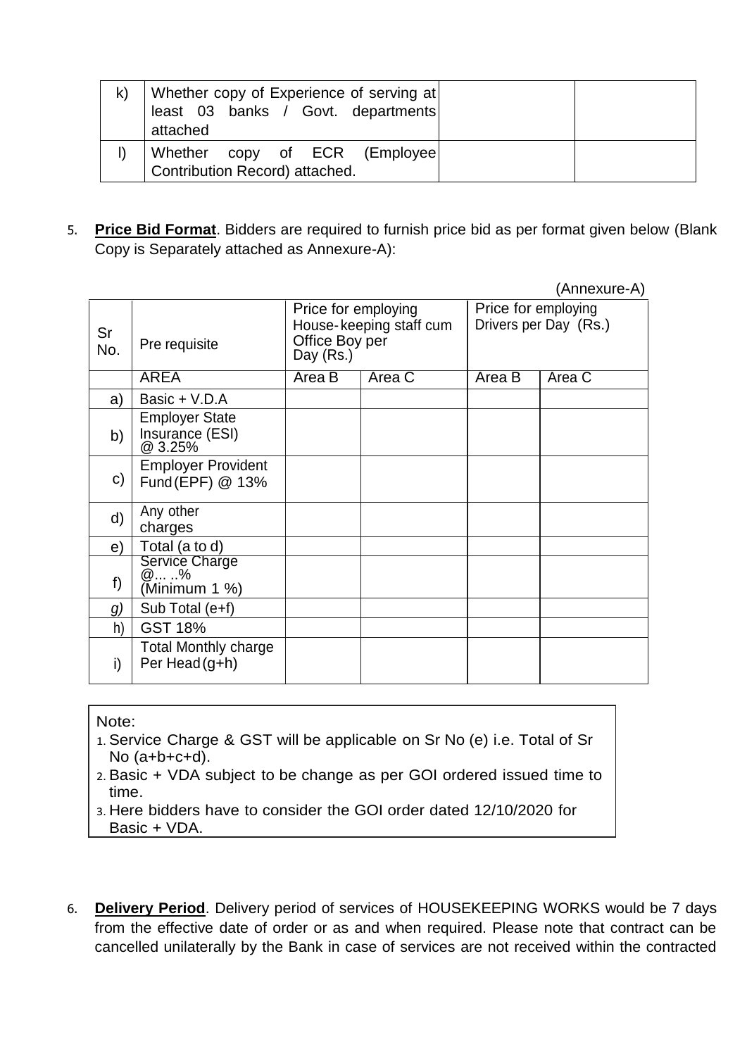| | | | |
|---|---|---|---|
| k) | Whether copy of Experience of serving at least 03 banks / Govt. departments attached | | |
| l) | Whether copy of ECR (Employee Contribution Record) attached. | | |

5. **Price Bid Format**. Bidders are required to furnish price bid as per format given below (Blank Copy is Separately attached as Annexure-A):

(Annexure-A)

| Sr No. | Pre requisite | Price for employing House-keeping staff cum Office Boy per Day (Rs.) | | Price for employing Drivers per Day (Rs.) | |
|---|---|---|---|---|---|
| | AREA | Area B | Area C | Area B | Area C |
| a) | Basic + V.D.A | | | | |
| b) | Employer State Insurance (ESI) @ 3.25% | | | | |
| c) | Employer Provident Fund (EPF) @ 13% | | | | |
| d) | Any other charges | | | | |
| e) | Total (a to d) | | | | |
| f) | Service Charge @... ..% (Minimum 1 %) | | | | |
| g) | Sub Total (e+f) | | | | |
| h) | GST 18% | | | | |
| i) | Total Monthly charge Per Head (g+h) | | | | |

Note:

1. Service Charge & GST will be applicable on Sr No (e) i.e. Total of Sr No (a+b+c+d).
2. Basic + VDA subject to be change as per GOI ordered issued time to time.
3. Here bidders have to consider the GOI order dated 12/10/2020 for Basic + VDA.

6. **Delivery Period**. Delivery period of services of HOUSEKEEPING WORKS would be 7 days from the effective date of order or as and when required. Please note that contract can be cancelled unilaterally by the Bank in case of services are not received within the contracted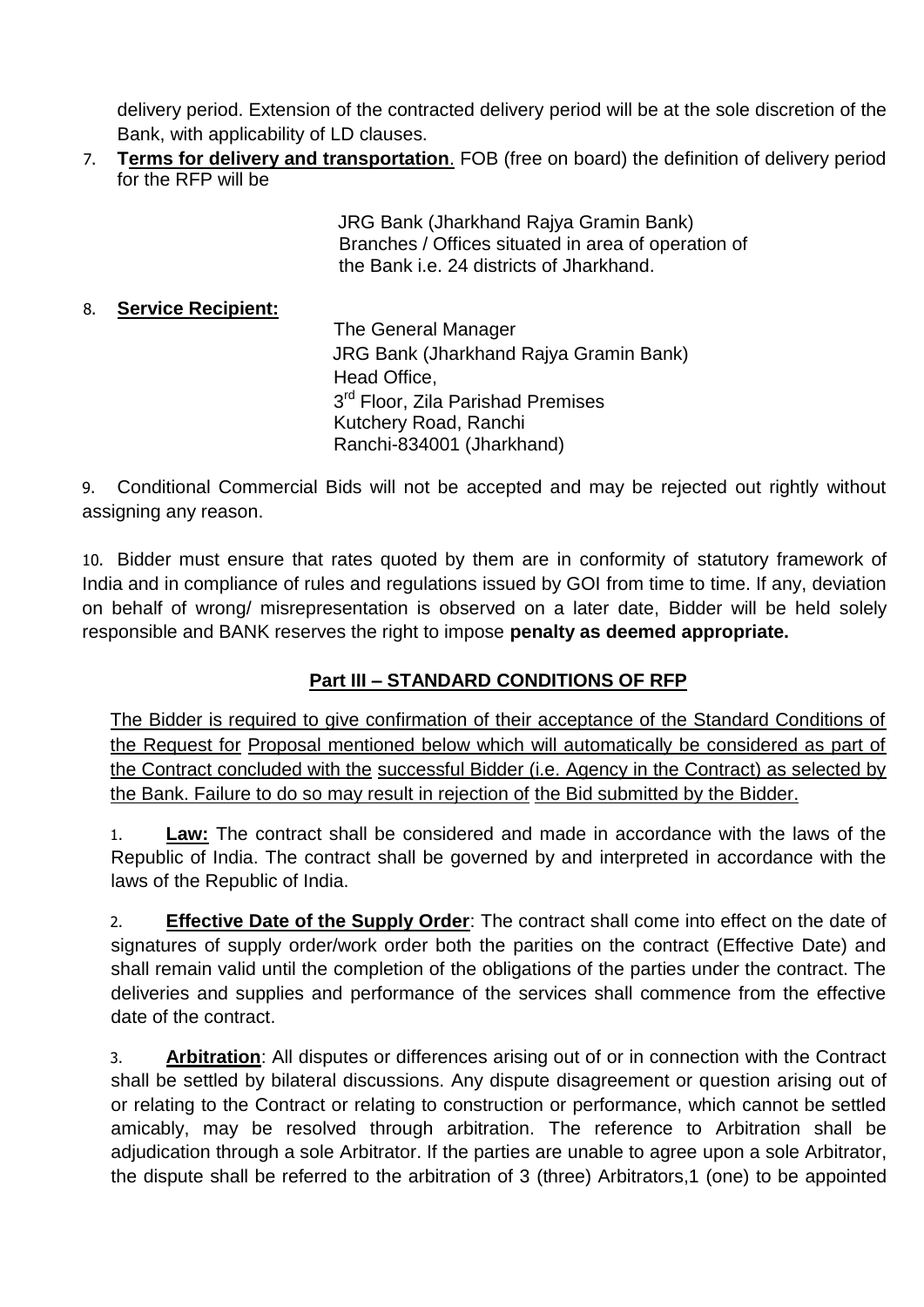delivery period. Extension of the contracted delivery period will be at the sole discretion of the Bank, with applicability of LD clauses.

7. **Terms for delivery and transportation**. FOB (free on board) the definition of delivery period for the RFP will be

JRG Bank (Jharkhand Rajya Gramin Bank)
Branches / Offices situated in area of operation of the Bank i.e. 24 districts of Jharkhand.

8. **Service Recipient:**

The General Manager
JRG Bank (Jharkhand Rajya Gramin Bank)
Head Office,
3rd Floor, Zila Parishad Premises
Kutchery Road, Ranchi
Ranchi-834001 (Jharkhand)

9. Conditional Commercial Bids will not be accepted and may be rejected out rightly without assigning any reason.

10. Bidder must ensure that rates quoted by them are in conformity of statutory framework of India and in compliance of rules and regulations issued by GOI from time to time. If any, deviation on behalf of wrong/ misrepresentation is observed on a later date, Bidder will be held solely responsible and BANK reserves the right to impose **penalty as deemed appropriate.**

## Part III – STANDARD CONDITIONS OF RFP

The Bidder is required to give confirmation of their acceptance of the Standard Conditions of the Request for Proposal mentioned below which will automatically be considered as part of the Contract concluded with the successful Bidder (i.e. Agency in the Contract) as selected by the Bank. Failure to do so may result in rejection of the Bid submitted by the Bidder.

1. **Law:** The contract shall be considered and made in accordance with the laws of the Republic of India. The contract shall be governed by and interpreted in accordance with the laws of the Republic of India.

2. **Effective Date of the Supply Order**: The contract shall come into effect on the date of signatures of supply order/work order both the parities on the contract (Effective Date) and shall remain valid until the completion of the obligations of the parties under the contract. The deliveries and supplies and performance of the services shall commence from the effective date of the contract.

3. **Arbitration**: All disputes or differences arising out of or in connection with the Contract shall be settled by bilateral discussions. Any dispute disagreement or question arising out of or relating to the Contract or relating to construction or performance, which cannot be settled amicably, may be resolved through arbitration. The reference to Arbitration shall be adjudication through a sole Arbitrator. If the parties are unable to agree upon a sole Arbitrator, the dispute shall be referred to the arbitration of 3 (three) Arbitrators,1 (one) to be appointed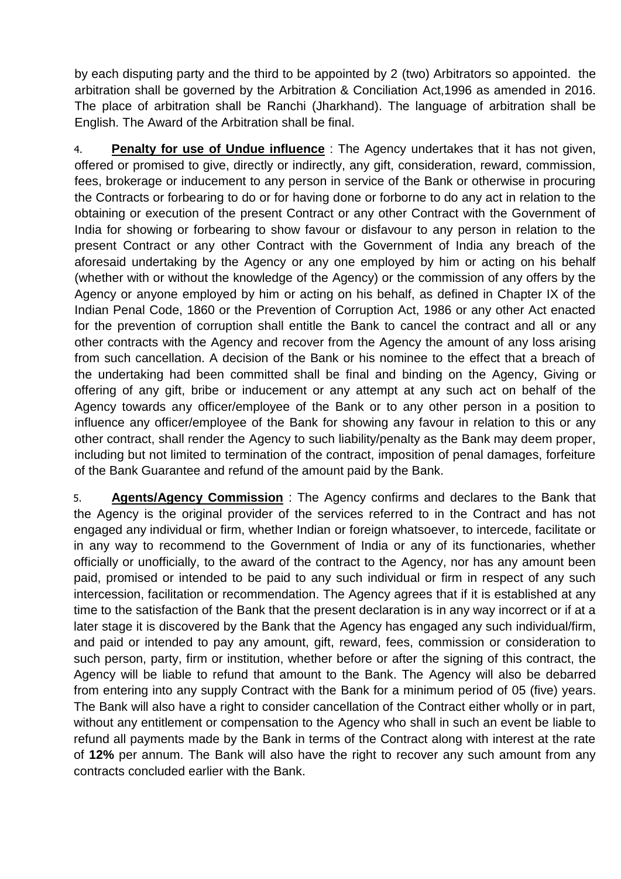by each disputing party and the third to be appointed by 2 (two) Arbitrators so appointed. the arbitration shall be governed by the Arbitration & Conciliation Act,1996 as amended in 2016. The place of arbitration shall be Ranchi (Jharkhand). The language of arbitration shall be English. The Award of the Arbitration shall be final.

4. **Penalty for use of Undue influence** : The Agency undertakes that it has not given, offered or promised to give, directly or indirectly, any gift, consideration, reward, commission, fees, brokerage or inducement to any person in service of the Bank or otherwise in procuring the Contracts or forbearing to do or for having done or forborne to do any act in relation to the obtaining or execution of the present Contract or any other Contract with the Government of India for showing or forbearing to show favour or disfavour to any person in relation to the present Contract or any other Contract with the Government of India any breach of the aforesaid undertaking by the Agency or any one employed by him or acting on his behalf (whether with or without the knowledge of the Agency) or the commission of any offers by the Agency or anyone employed by him or acting on his behalf, as defined in Chapter IX of the Indian Penal Code, 1860 or the Prevention of Corruption Act, 1986 or any other Act enacted for the prevention of corruption shall entitle the Bank to cancel the contract and all or any other contracts with the Agency and recover from the Agency the amount of any loss arising from such cancellation. A decision of the Bank or his nominee to the effect that a breach of the undertaking had been committed shall be final and binding on the Agency, Giving or offering of any gift, bribe or inducement or any attempt at any such act on behalf of the Agency towards any officer/employee of the Bank or to any other person in a position to influence any officer/employee of the Bank for showing any favour in relation to this or any other contract, shall render the Agency to such liability/penalty as the Bank may deem proper, including but not limited to termination of the contract, imposition of penal damages, forfeiture of the Bank Guarantee and refund of the amount paid by the Bank.

5. **Agents/Agency Commission** : The Agency confirms and declares to the Bank that the Agency is the original provider of the services referred to in the Contract and has not engaged any individual or firm, whether Indian or foreign whatsoever, to intercede, facilitate or in any way to recommend to the Government of India or any of its functionaries, whether officially or unofficially, to the award of the contract to the Agency, nor has any amount been paid, promised or intended to be paid to any such individual or firm in respect of any such intercession, facilitation or recommendation. The Agency agrees that if it is established at any time to the satisfaction of the Bank that the present declaration is in any way incorrect or if at a later stage it is discovered by the Bank that the Agency has engaged any such individual/firm, and paid or intended to pay any amount, gift, reward, fees, commission or consideration to such person, party, firm or institution, whether before or after the signing of this contract, the Agency will be liable to refund that amount to the Bank. The Agency will also be debarred from entering into any supply Contract with the Bank for a minimum period of 05 (five) years. The Bank will also have a right to consider cancellation of the Contract either wholly or in part, without any entitlement or compensation to the Agency who shall in such an event be liable to refund all payments made by the Bank in terms of the Contract along with interest at the rate of **12%** per annum. The Bank will also have the right to recover any such amount from any contracts concluded earlier with the Bank.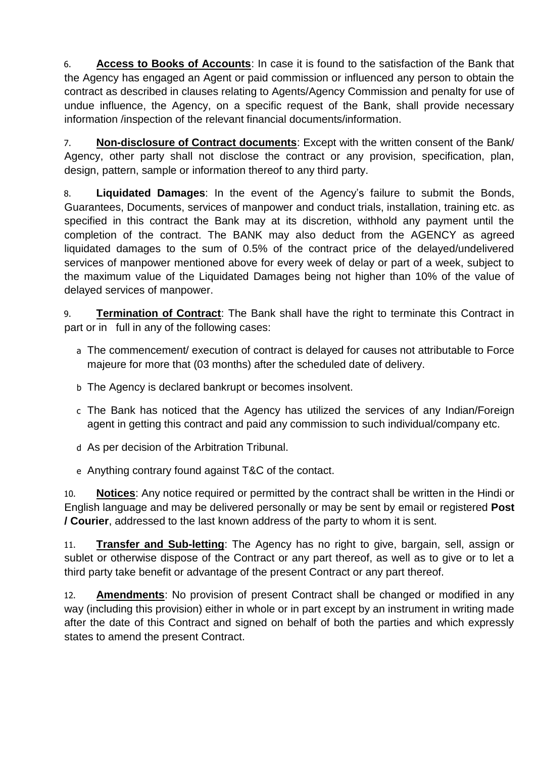6. **Access to Books of Accounts**: In case it is found to the satisfaction of the Bank that the Agency has engaged an Agent or paid commission or influenced any person to obtain the contract as described in clauses relating to Agents/Agency Commission and penalty for use of undue influence, the Agency, on a specific request of the Bank, shall provide necessary information /inspection of the relevant financial documents/information.

7. **Non-disclosure of Contract documents**: Except with the written consent of the Bank/ Agency, other party shall not disclose the contract or any provision, specification, plan, design, pattern, sample or information thereof to any third party.

8. **Liquidated Damages**: In the event of the Agency's failure to submit the Bonds, Guarantees, Documents, services of manpower and conduct trials, installation, training etc. as specified in this contract the Bank may at its discretion, withhold any payment until the completion of the contract. The BANK may also deduct from the AGENCY as agreed liquidated damages to the sum of 0.5% of the contract price of the delayed/undelivered services of manpower mentioned above for every week of delay or part of a week, subject to the maximum value of the Liquidated Damages being not higher than 10% of the value of delayed services of manpower.

9. **Termination of Contract**: The Bank shall have the right to terminate this Contract in part or in full in any of the following cases:

   a. The commencement/ execution of contract is delayed for causes not attributable to Force majeure for more that (03 months) after the scheduled date of delivery.

   b. The Agency is declared bankrupt or becomes insolvent.

   c. The Bank has noticed that the Agency has utilized the services of any Indian/Foreign agent in getting this contract and paid any commission to such individual/company etc.

   d. As per decision of the Arbitration Tribunal.

   e. Anything contrary found against T&C of the contact.

10. **Notices**: Any notice required or permitted by the contract shall be written in the Hindi or English language and may be delivered personally or may be sent by email or registered **Post / Courier**, addressed to the last known address of the party to whom it is sent.

11. **Transfer and Sub-letting**: The Agency has no right to give, bargain, sell, assign or sublet or otherwise dispose of the Contract or any part thereof, as well as to give or to let a third party take benefit or advantage of the present Contract or any part thereof.

12. **Amendments**: No provision of present Contract shall be changed or modified in any way (including this provision) either in whole or in part except by an instrument in writing made after the date of this Contract and signed on behalf of both the parties and which expressly states to amend the present Contract.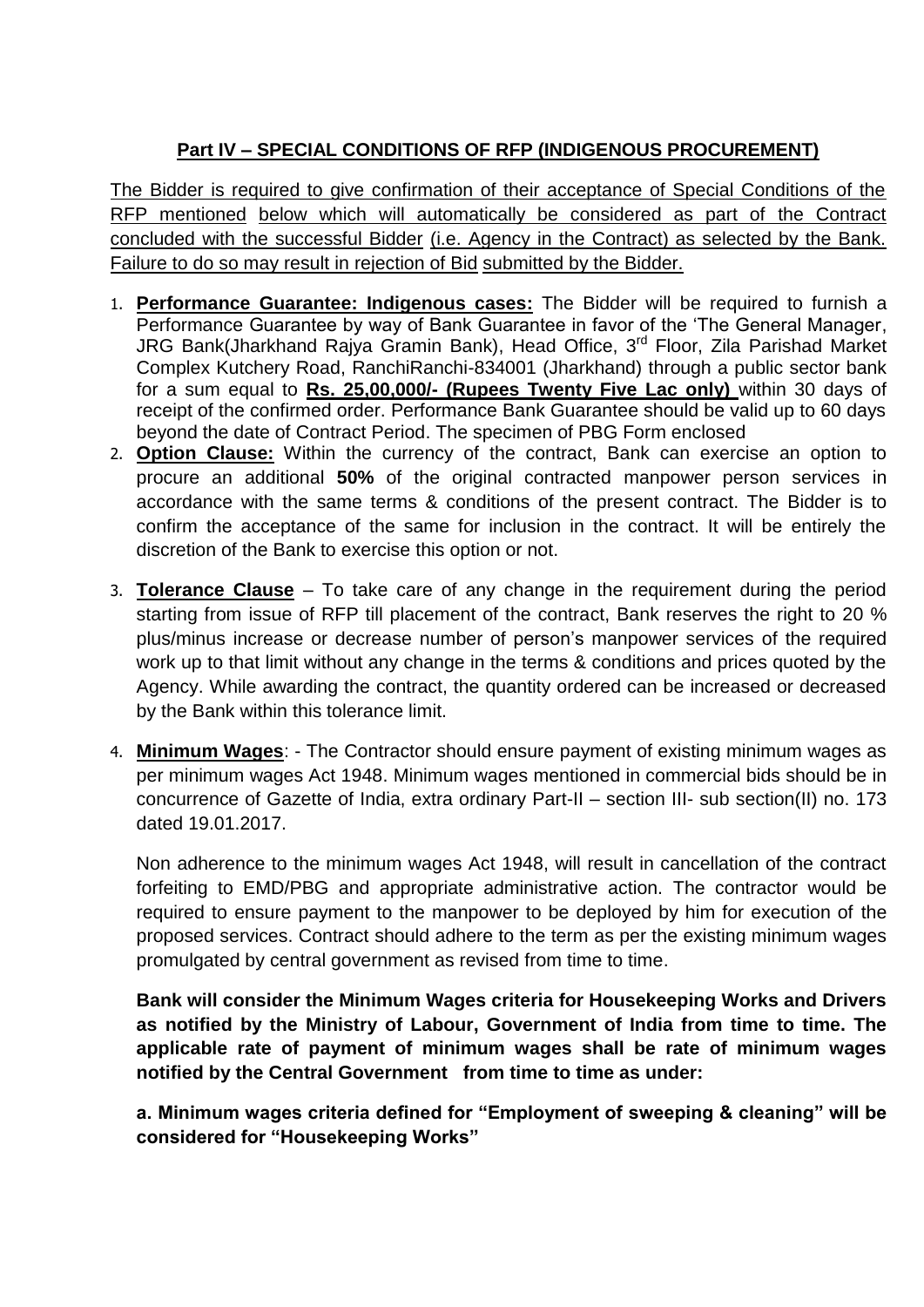## Part IV – SPECIAL CONDITIONS OF RFP (INDIGENOUS PROCUREMENT)

The Bidder is required to give confirmation of their acceptance of Special Conditions of the RFP mentioned below which will automatically be considered as part of the Contract concluded with the successful Bidder (i.e. Agency in the Contract) as selected by the Bank. Failure to do so may result in rejection of Bid submitted by the Bidder.

1. **Performance Guarantee: Indigenous cases:** The Bidder will be required to furnish a Performance Guarantee by way of Bank Guarantee in favor of the 'The General Manager, JRG Bank(Jharkhand Rajya Gramin Bank), Head Office, 3rd Floor, Zila Parishad Market Complex Kutchery Road, RanchiRanchi-834001 (Jharkhand) through a public sector bank for a sum equal to **Rs. 25,00,000/- (Rupees Twenty Five Lac only)** within 30 days of receipt of the confirmed order. Performance Bank Guarantee should be valid up to 60 days beyond the date of Contract Period. The specimen of PBG Form enclosed
2. **Option Clause:** Within the currency of the contract, Bank can exercise an option to procure an additional **50%** of the original contracted manpower person services in accordance with the same terms & conditions of the present contract. The Bidder is to confirm the acceptance of the same for inclusion in the contract. It will be entirely the discretion of the Bank to exercise this option or not.
3. **Tolerance Clause** – To take care of any change in the requirement during the period starting from issue of RFP till placement of the contract, Bank reserves the right to 20 % plus/minus increase or decrease number of person's manpower services of the required work up to that limit without any change in the terms & conditions and prices quoted by the Agency. While awarding the contract, the quantity ordered can be increased or decreased by the Bank within this tolerance limit.
4. **Minimum Wages**: - The Contractor should ensure payment of existing minimum wages as per minimum wages Act 1948. Minimum wages mentioned in commercial bids should be in concurrence of Gazette of India, extra ordinary Part-II – section III- sub section(II) no. 173 dated 19.01.2017.

   Non adherence to the minimum wages Act 1948, will result in cancellation of the contract forfeiting to EMD/PBG and appropriate administrative action. The contractor would be required to ensure payment to the manpower to be deployed by him for execution of the proposed services. Contract should adhere to the term as per the existing minimum wages promulgated by central government as revised from time to time.

   **Bank will consider the Minimum Wages criteria for Housekeeping Works and Drivers as notified by the Ministry of Labour, Government of India from time to time. The applicable rate of payment of minimum wages shall be rate of minimum wages notified by the Central Government from time to time as under:**

   **a. Minimum wages criteria defined for "Employment of sweeping & cleaning" will be considered for "Housekeeping Works"**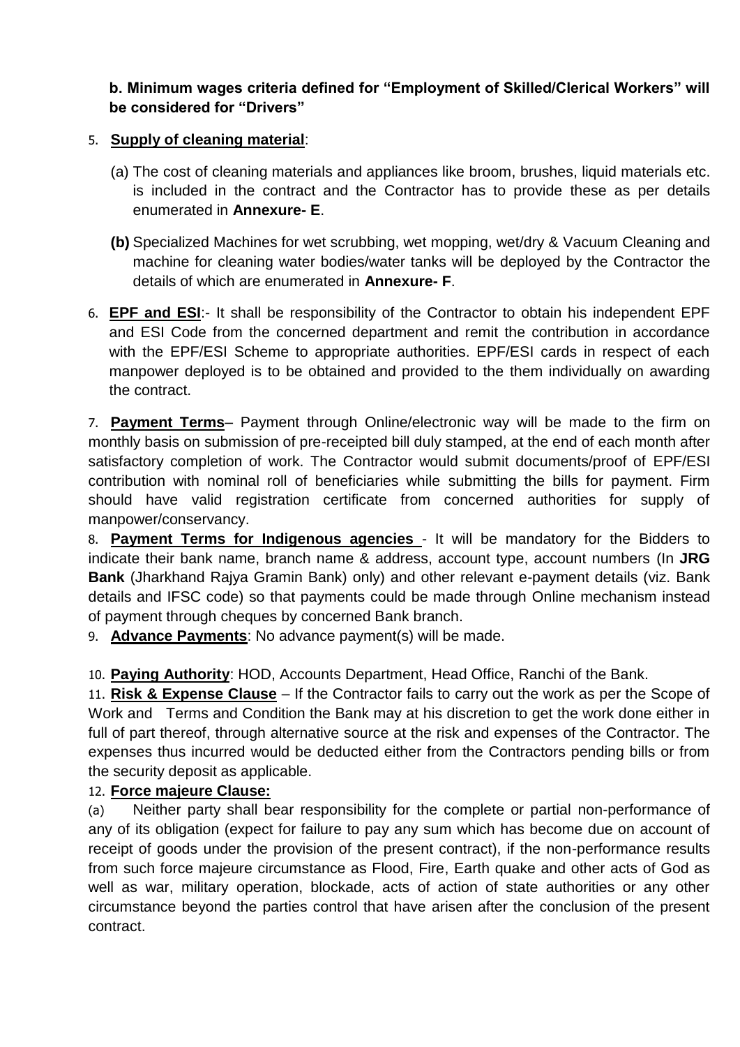**b. Minimum wages criteria defined for "Employment of Skilled/Clerical Workers" will be considered for "Drivers"**

5. **Supply of cleaning material**:

   (a) The cost of cleaning materials and appliances like broom, brushes, liquid materials etc. is included in the contract and the Contractor has to provide these as per details enumerated in **Annexure- E**.

   **(b)** Specialized Machines for wet scrubbing, wet mopping, wet/dry & Vacuum Cleaning and machine for cleaning water bodies/water tanks will be deployed by the Contractor the details of which are enumerated in **Annexure- F**.

6. **EPF and ESI**:- It shall be responsibility of the Contractor to obtain his independent EPF and ESI Code from the concerned department and remit the contribution in accordance with the EPF/ESI Scheme to appropriate authorities. EPF/ESI cards in respect of each manpower deployed is to be obtained and provided to the them individually on awarding the contract.

7. **Payment Terms**– Payment through Online/electronic way will be made to the firm on monthly basis on submission of pre-receipted bill duly stamped, at the end of each month after satisfactory completion of work. The Contractor would submit documents/proof of EPF/ESI contribution with nominal roll of beneficiaries while submitting the bills for payment. Firm should have valid registration certificate from concerned authorities for supply of manpower/conservancy.

8. **Payment Terms for Indigenous agencies** - It will be mandatory for the Bidders to indicate their bank name, branch name & address, account type, account numbers (In **JRG Bank** (Jharkhand Rajya Gramin Bank) only) and other relevant e-payment details (viz. Bank details and IFSC code) so that payments could be made through Online mechanism instead of payment through cheques by concerned Bank branch.

9. **Advance Payments**: No advance payment(s) will be made.

10. **Paying Authority**: HOD, Accounts Department, Head Office, Ranchi of the Bank.

11. **Risk & Expense Clause** – If the Contractor fails to carry out the work as per the Scope of Work and Terms and Condition the Bank may at his discretion to get the work done either in full of part thereof, through alternative source at the risk and expenses of the Contractor. The expenses thus incurred would be deducted either from the Contractors pending bills or from the security deposit as applicable.

12. **Force majeure Clause:**

(a) Neither party shall bear responsibility for the complete or partial non-performance of any of its obligation (expect for failure to pay any sum which has become due on account of receipt of goods under the provision of the present contract), if the non-performance results from such force majeure circumstance as Flood, Fire, Earth quake and other acts of God as well as war, military operation, blockade, acts of action of state authorities or any other circumstance beyond the parties control that have arisen after the conclusion of the present contract.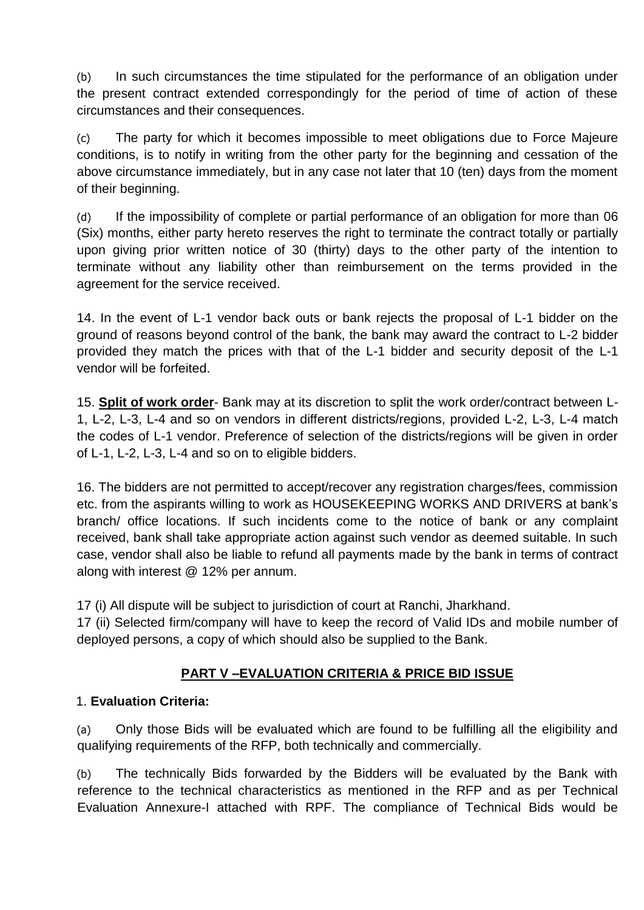(b) In such circumstances the time stipulated for the performance of an obligation under the present contract extended correspondingly for the period of time of action of these circumstances and their consequences.

(c) The party for which it becomes impossible to meet obligations due to Force Majeure conditions, is to notify in writing from the other party for the beginning and cessation of the above circumstance immediately, but in any case not later that 10 (ten) days from the moment of their beginning.

(d) If the impossibility of complete or partial performance of an obligation for more than 06 (Six) months, either party hereto reserves the right to terminate the contract totally or partially upon giving prior written notice of 30 (thirty) days to the other party of the intention to terminate without any liability other than reimbursement on the terms provided in the agreement for the service received.

14. In the event of L-1 vendor back outs or bank rejects the proposal of L-1 bidder on the ground of reasons beyond control of the bank, the bank may award the contract to L-2 bidder provided they match the prices with that of the L-1 bidder and security deposit of the L-1 vendor will be forfeited.

15. **<u>Split of work order</u>**- Bank may at its discretion to split the work order/contract between L-1, L-2, L-3, L-4 and so on vendors in different districts/regions, provided L-2, L-3, L-4 match the codes of L-1 vendor. Preference of selection of the districts/regions will be given in order of L-1, L-2, L-3, L-4 and so on to eligible bidders.

16. The bidders are not permitted to accept/recover any registration charges/fees, commission etc. from the aspirants willing to work as HOUSEKEEPING WORKS AND DRIVERS at bank's branch/ office locations. If such incidents come to the notice of bank or any complaint received, bank shall take appropriate action against such vendor as deemed suitable. In such case, vendor shall also be liable to refund all payments made by the bank in terms of contract along with interest @ 12% per annum.

17 (i) All dispute will be subject to jurisdiction of court at Ranchi, Jharkhand.

17 (ii) Selected firm/company will have to keep the record of Valid IDs and mobile number of deployed persons, a copy of which should also be supplied to the Bank.

## PART V –EVALUATION CRITERIA & PRICE BID ISSUE

1. **Evaluation Criteria:**

(a) Only those Bids will be evaluated which are found to be fulfilling all the eligibility and qualifying requirements of the RFP, both technically and commercially.

(b) The technically Bids forwarded by the Bidders will be evaluated by the Bank with reference to the technical characteristics as mentioned in the RFP and as per Technical Evaluation Annexure-I attached with RPF. The compliance of Technical Bids would be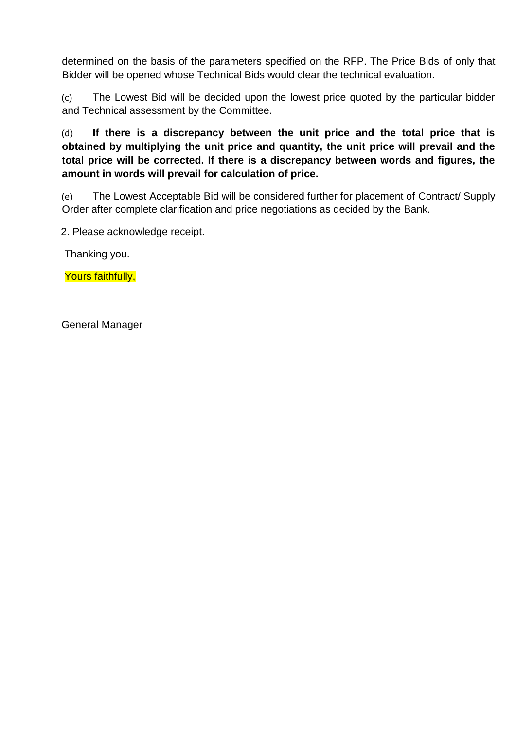determined on the basis of the parameters specified on the RFP. The Price Bids of only that Bidder will be opened whose Technical Bids would clear the technical evaluation.

(c) The Lowest Bid will be decided upon the lowest price quoted by the particular bidder and Technical assessment by the Committee.

(d) **If there is a discrepancy between the unit price and the total price that is obtained by multiplying the unit price and quantity, the unit price will prevail and the total price will be corrected. If there is a discrepancy between words and figures, the amount in words will prevail for calculation of price.**

(e) The Lowest Acceptable Bid will be considered further for placement of Contract/ Supply Order after complete clarification and price negotiations as decided by the Bank.

2. Please acknowledge receipt.

Thanking you.

Yours faithfully,

General Manager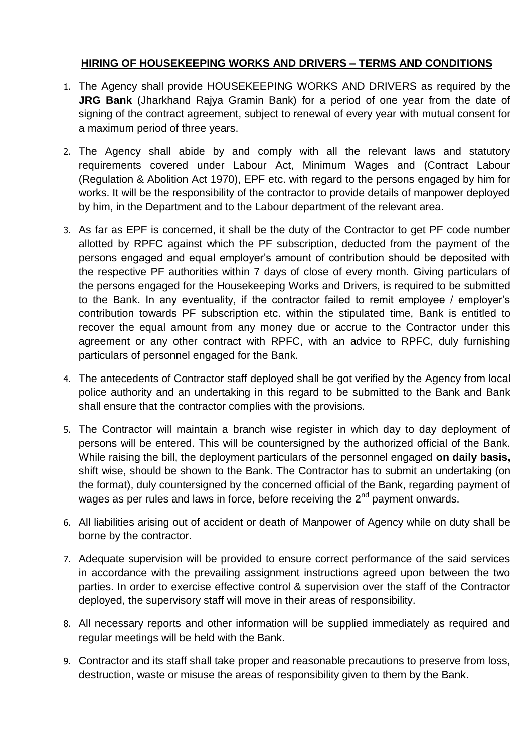## HIRING OF HOUSEKEEPING WORKS AND DRIVERS – TERMS AND CONDITIONS

1. The Agency shall provide HOUSEKEEPING WORKS AND DRIVERS as required by the **JRG Bank** (Jharkhand Rajya Gramin Bank) for a period of one year from the date of signing of the contract agreement, subject to renewal of every year with mutual consent for a maximum period of three years.

2. The Agency shall abide by and comply with all the relevant laws and statutory requirements covered under Labour Act, Minimum Wages and (Contract Labour (Regulation & Abolition Act 1970), EPF etc. with regard to the persons engaged by him for works. It will be the responsibility of the contractor to provide details of manpower deployed by him, in the Department and to the Labour department of the relevant area.

3. As far as EPF is concerned, it shall be the duty of the Contractor to get PF code number allotted by RPFC against which the PF subscription, deducted from the payment of the persons engaged and equal employer's amount of contribution should be deposited with the respective PF authorities within 7 days of close of every month. Giving particulars of the persons engaged for the Housekeeping Works and Drivers, is required to be submitted to the Bank. In any eventuality, if the contractor failed to remit employee / employer's contribution towards PF subscription etc. within the stipulated time, Bank is entitled to recover the equal amount from any money due or accrue to the Contractor under this agreement or any other contract with RPFC, with an advice to RPFC, duly furnishing particulars of personnel engaged for the Bank.

4. The antecedents of Contractor staff deployed shall be got verified by the Agency from local police authority and an undertaking in this regard to be submitted to the Bank and Bank shall ensure that the contractor complies with the provisions.

5. The Contractor will maintain a branch wise register in which day to day deployment of persons will be entered. This will be countersigned by the authorized official of the Bank. While raising the bill, the deployment particulars of the personnel engaged **on daily basis,** shift wise, should be shown to the Bank. The Contractor has to submit an undertaking (on the format), duly countersigned by the concerned official of the Bank, regarding payment of wages as per rules and laws in force, before receiving the 2nd payment onwards.

6. All liabilities arising out of accident or death of Manpower of Agency while on duty shall be borne by the contractor.

7. Adequate supervision will be provided to ensure correct performance of the said services in accordance with the prevailing assignment instructions agreed upon between the two parties. In order to exercise effective control & supervision over the staff of the Contractor deployed, the supervisory staff will move in their areas of responsibility.

8. All necessary reports and other information will be supplied immediately as required and regular meetings will be held with the Bank.

9. Contractor and its staff shall take proper and reasonable precautions to preserve from loss, destruction, waste or misuse the areas of responsibility given to them by the Bank.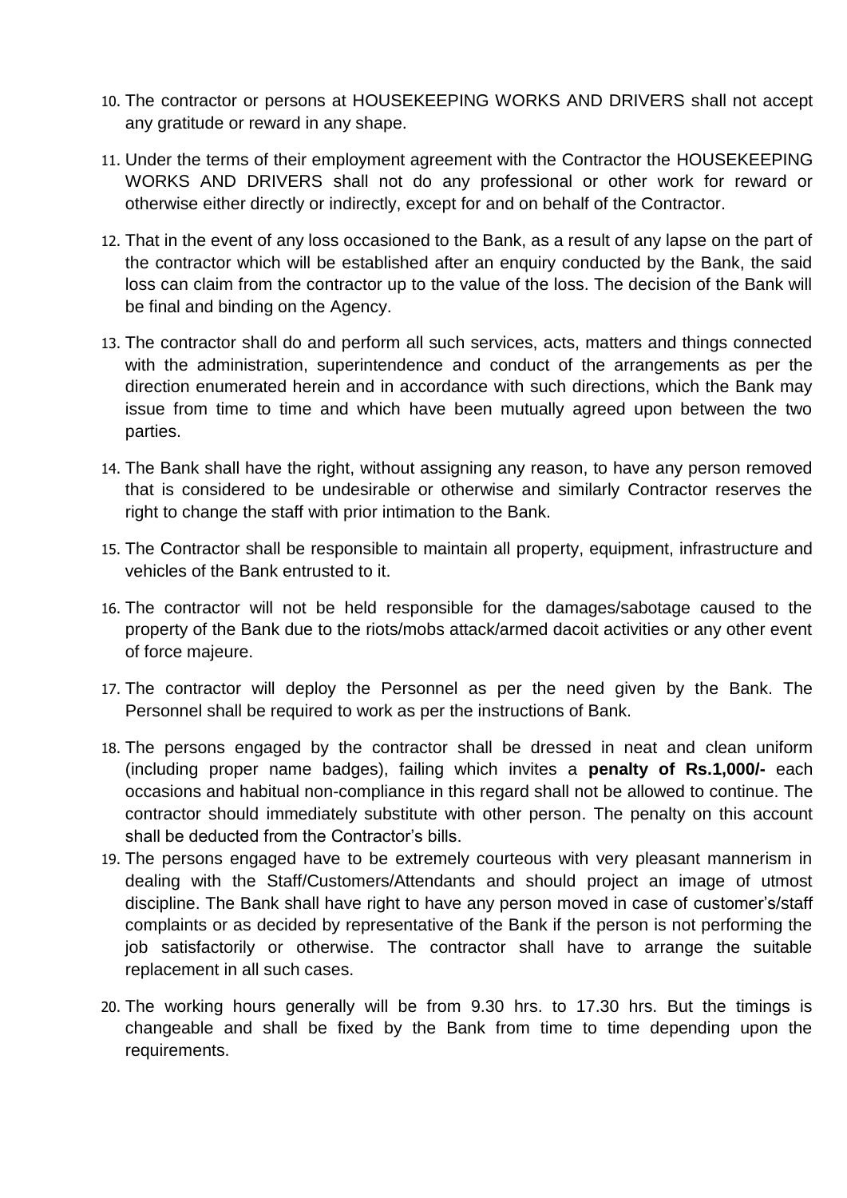10. The contractor or persons at HOUSEKEEPING WORKS AND DRIVERS shall not accept any gratitude or reward in any shape.

11. Under the terms of their employment agreement with the Contractor the HOUSEKEEPING WORKS AND DRIVERS shall not do any professional or other work for reward or otherwise either directly or indirectly, except for and on behalf of the Contractor.

12. That in the event of any loss occasioned to the Bank, as a result of any lapse on the part of the contractor which will be established after an enquiry conducted by the Bank, the said loss can claim from the contractor up to the value of the loss. The decision of the Bank will be final and binding on the Agency.

13. The contractor shall do and perform all such services, acts, matters and things connected with the administration, superintendence and conduct of the arrangements as per the direction enumerated herein and in accordance with such directions, which the Bank may issue from time to time and which have been mutually agreed upon between the two parties.

14. The Bank shall have the right, without assigning any reason, to have any person removed that is considered to be undesirable or otherwise and similarly Contractor reserves the right to change the staff with prior intimation to the Bank.

15. The Contractor shall be responsible to maintain all property, equipment, infrastructure and vehicles of the Bank entrusted to it.

16. The contractor will not be held responsible for the damages/sabotage caused to the property of the Bank due to the riots/mobs attack/armed dacoit activities or any other event of force majeure.

17. The contractor will deploy the Personnel as per the need given by the Bank. The Personnel shall be required to work as per the instructions of Bank.

18. The persons engaged by the contractor shall be dressed in neat and clean uniform (including proper name badges), failing which invites a **penalty of Rs.1,000/-** each occasions and habitual non-compliance in this regard shall not be allowed to continue. The contractor should immediately substitute with other person. The penalty on this account shall be deducted from the Contractor's bills.

19. The persons engaged have to be extremely courteous with very pleasant mannerism in dealing with the Staff/Customers/Attendants and should project an image of utmost discipline. The Bank shall have right to have any person moved in case of customer's/staff complaints or as decided by representative of the Bank if the person is not performing the job satisfactorily or otherwise. The contractor shall have to arrange the suitable replacement in all such cases.

20. The working hours generally will be from 9.30 hrs. to 17.30 hrs. But the timings is changeable and shall be fixed by the Bank from time to time depending upon the requirements.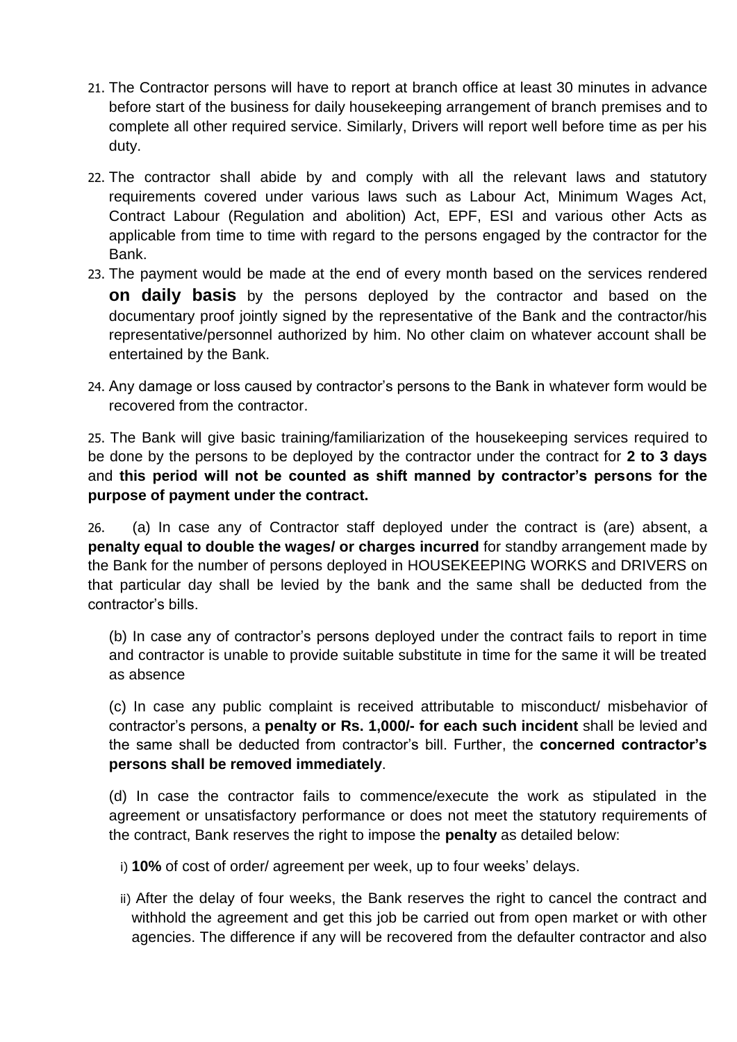21. The Contractor persons will have to report at branch office at least 30 minutes in advance before start of the business for daily housekeeping arrangement of branch premises and to complete all other required service. Similarly, Drivers will report well before time as per his duty.

22. The contractor shall abide by and comply with all the relevant laws and statutory requirements covered under various laws such as Labour Act, Minimum Wages Act, Contract Labour (Regulation and abolition) Act, EPF, ESI and various other Acts as applicable from time to time with regard to the persons engaged by the contractor for the Bank.

23. The payment would be made at the end of every month based on the services rendered **on daily basis** by the persons deployed by the contractor and based on the documentary proof jointly signed by the representative of the Bank and the contractor/his representative/personnel authorized by him. No other claim on whatever account shall be entertained by the Bank.

24. Any damage or loss caused by contractor's persons to the Bank in whatever form would be recovered from the contractor.

25. The Bank will give basic training/familiarization of the housekeeping services required to be done by the persons to be deployed by the contractor under the contract for **2 to 3 days** and **this period will not be counted as shift manned by contractor's persons for the purpose of payment under the contract.**

26. (a) In case any of Contractor staff deployed under the contract is (are) absent, a **penalty equal to double the wages/ or charges incurred** for standby arrangement made by the Bank for the number of persons deployed in HOUSEKEEPING WORKS and DRIVERS on that particular day shall be levied by the bank and the same shall be deducted from the contractor's bills.

(b) In case any of contractor's persons deployed under the contract fails to report in time and contractor is unable to provide suitable substitute in time for the same it will be treated as absence

(c) In case any public complaint is received attributable to misconduct/ misbehavior of contractor's persons, a **penalty or Rs. 1,000/- for each such incident** shall be levied and the same shall be deducted from contractor's bill. Further, the **concerned contractor's persons shall be removed immediately**.

(d) In case the contractor fails to commence/execute the work as stipulated in the agreement or unsatisfactory performance or does not meet the statutory requirements of the contract, Bank reserves the right to impose the **penalty** as detailed below:

i) **10%** of cost of order/ agreement per week, up to four weeks' delays.

ii) After the delay of four weeks, the Bank reserves the right to cancel the contract and withhold the agreement and get this job be carried out from open market or with other agencies. The difference if any will be recovered from the defaulter contractor and also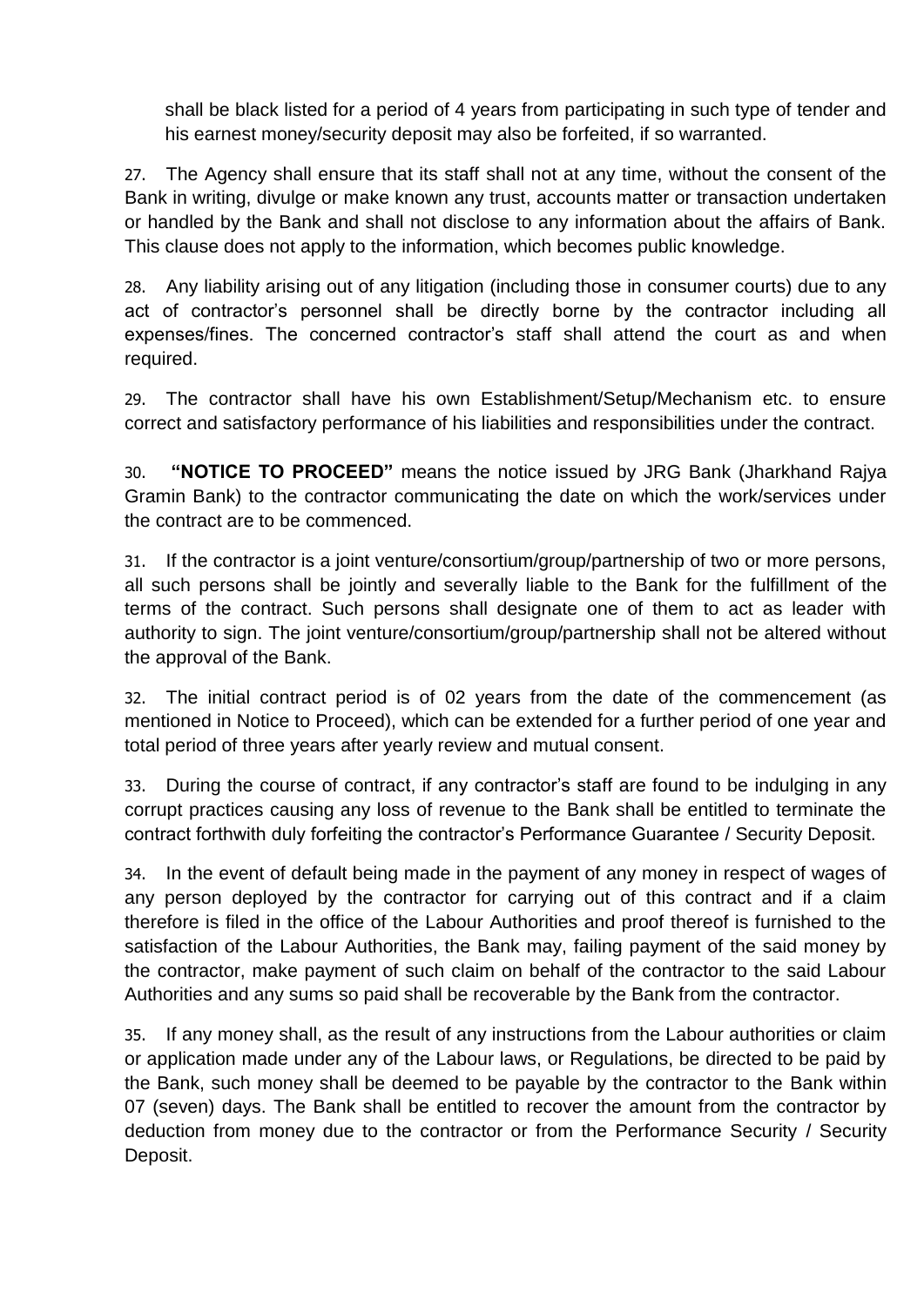shall be black listed for a period of 4 years from participating in such type of tender and his earnest money/security deposit may also be forfeited, if so warranted.

27. The Agency shall ensure that its staff shall not at any time, without the consent of the Bank in writing, divulge or make known any trust, accounts matter or transaction undertaken or handled by the Bank and shall not disclose to any information about the affairs of Bank. This clause does not apply to the information, which becomes public knowledge.

28. Any liability arising out of any litigation (including those in consumer courts) due to any act of contractor's personnel shall be directly borne by the contractor including all expenses/fines. The concerned contractor's staff shall attend the court as and when required.

29. The contractor shall have his own Establishment/Setup/Mechanism etc. to ensure correct and satisfactory performance of his liabilities and responsibilities under the contract.

30. **"NOTICE TO PROCEED"** means the notice issued by JRG Bank (Jharkhand Rajya Gramin Bank) to the contractor communicating the date on which the work/services under the contract are to be commenced.

31. If the contractor is a joint venture/consortium/group/partnership of two or more persons, all such persons shall be jointly and severally liable to the Bank for the fulfillment of the terms of the contract. Such persons shall designate one of them to act as leader with authority to sign. The joint venture/consortium/group/partnership shall not be altered without the approval of the Bank.

32. The initial contract period is of 02 years from the date of the commencement (as mentioned in Notice to Proceed), which can be extended for a further period of one year and total period of three years after yearly review and mutual consent.

33. During the course of contract, if any contractor's staff are found to be indulging in any corrupt practices causing any loss of revenue to the Bank shall be entitled to terminate the contract forthwith duly forfeiting the contractor's Performance Guarantee / Security Deposit.

34. In the event of default being made in the payment of any money in respect of wages of any person deployed by the contractor for carrying out of this contract and if a claim therefore is filed in the office of the Labour Authorities and proof thereof is furnished to the satisfaction of the Labour Authorities, the Bank may, failing payment of the said money by the contractor, make payment of such claim on behalf of the contractor to the said Labour Authorities and any sums so paid shall be recoverable by the Bank from the contractor.

35. If any money shall, as the result of any instructions from the Labour authorities or claim or application made under any of the Labour laws, or Regulations, be directed to be paid by the Bank, such money shall be deemed to be payable by the contractor to the Bank within 07 (seven) days. The Bank shall be entitled to recover the amount from the contractor by deduction from money due to the contractor or from the Performance Security / Security Deposit.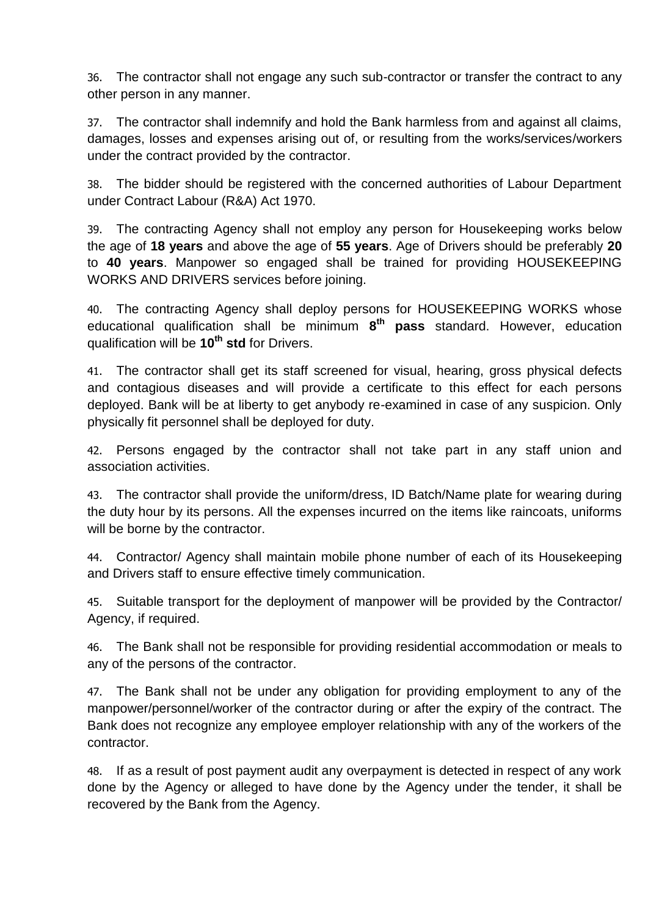36. The contractor shall not engage any such sub-contractor or transfer the contract to any other person in any manner.

37. The contractor shall indemnify and hold the Bank harmless from and against all claims, damages, losses and expenses arising out of, or resulting from the works/services/workers under the contract provided by the contractor.

38. The bidder should be registered with the concerned authorities of Labour Department under Contract Labour (R&A) Act 1970.

39. The contracting Agency shall not employ any person for Housekeeping works below the age of **18 years** and above the age of **55 years**. Age of Drivers should be preferably **20** to **40 years**. Manpower so engaged shall be trained for providing HOUSEKEEPING WORKS AND DRIVERS services before joining.

40. The contracting Agency shall deploy persons for HOUSEKEEPING WORKS whose educational qualification shall be minimum **8th pass** standard. However, education qualification will be **10th std** for Drivers.

41. The contractor shall get its staff screened for visual, hearing, gross physical defects and contagious diseases and will provide a certificate to this effect for each persons deployed. Bank will be at liberty to get anybody re-examined in case of any suspicion. Only physically fit personnel shall be deployed for duty.

42. Persons engaged by the contractor shall not take part in any staff union and association activities.

43. The contractor shall provide the uniform/dress, ID Batch/Name plate for wearing during the duty hour by its persons. All the expenses incurred on the items like raincoats, uniforms will be borne by the contractor.

44. Contractor/ Agency shall maintain mobile phone number of each of its Housekeeping and Drivers staff to ensure effective timely communication.

45. Suitable transport for the deployment of manpower will be provided by the Contractor/ Agency, if required.

46. The Bank shall not be responsible for providing residential accommodation or meals to any of the persons of the contractor.

47. The Bank shall not be under any obligation for providing employment to any of the manpower/personnel/worker of the contractor during or after the expiry of the contract. The Bank does not recognize any employee employer relationship with any of the workers of the contractor.

48. If as a result of post payment audit any overpayment is detected in respect of any work done by the Agency or alleged to have done by the Agency under the tender, it shall be recovered by the Bank from the Agency.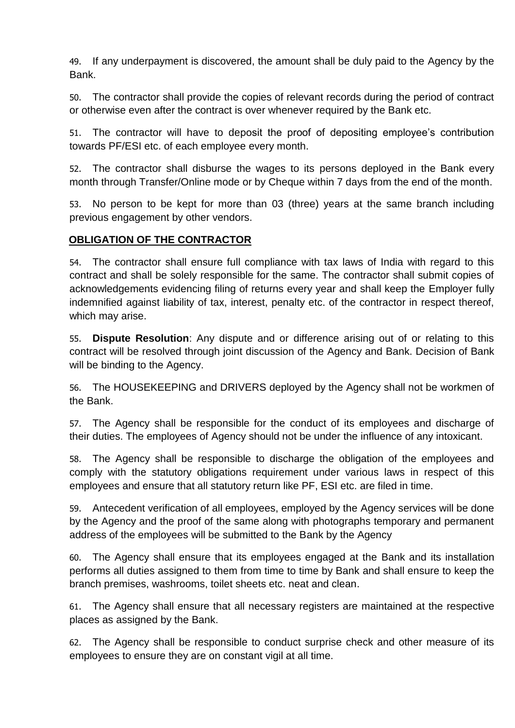49. If any underpayment is discovered, the amount shall be duly paid to the Agency by the Bank.

50. The contractor shall provide the copies of relevant records during the period of contract or otherwise even after the contract is over whenever required by the Bank etc.

51. The contractor will have to deposit the proof of depositing employee's contribution towards PF/ESI etc. of each employee every month.

52. The contractor shall disburse the wages to its persons deployed in the Bank every month through Transfer/Online mode or by Cheque within 7 days from the end of the month.

53. No person to be kept for more than 03 (three) years at the same branch including previous engagement by other vendors.

**OBLIGATION OF THE CONTRACTOR**

54. The contractor shall ensure full compliance with tax laws of India with regard to this contract and shall be solely responsible for the same. The contractor shall submit copies of acknowledgements evidencing filing of returns every year and shall keep the Employer fully indemnified against liability of tax, interest, penalty etc. of the contractor in respect thereof, which may arise.

55. **Dispute Resolution**: Any dispute and or difference arising out of or relating to this contract will be resolved through joint discussion of the Agency and Bank. Decision of Bank will be binding to the Agency.

56. The HOUSEKEEPING and DRIVERS deployed by the Agency shall not be workmen of the Bank.

57. The Agency shall be responsible for the conduct of its employees and discharge of their duties. The employees of Agency should not be under the influence of any intoxicant.

58. The Agency shall be responsible to discharge the obligation of the employees and comply with the statutory obligations requirement under various laws in respect of this employees and ensure that all statutory return like PF, ESI etc. are filed in time.

59. Antecedent verification of all employees, employed by the Agency services will be done by the Agency and the proof of the same along with photographs temporary and permanent address of the employees will be submitted to the Bank by the Agency

60. The Agency shall ensure that its employees engaged at the Bank and its installation performs all duties assigned to them from time to time by Bank and shall ensure to keep the branch premises, washrooms, toilet sheets etc. neat and clean.

61. The Agency shall ensure that all necessary registers are maintained at the respective places as assigned by the Bank.

62. The Agency shall be responsible to conduct surprise check and other measure of its employees to ensure they are on constant vigil at all time.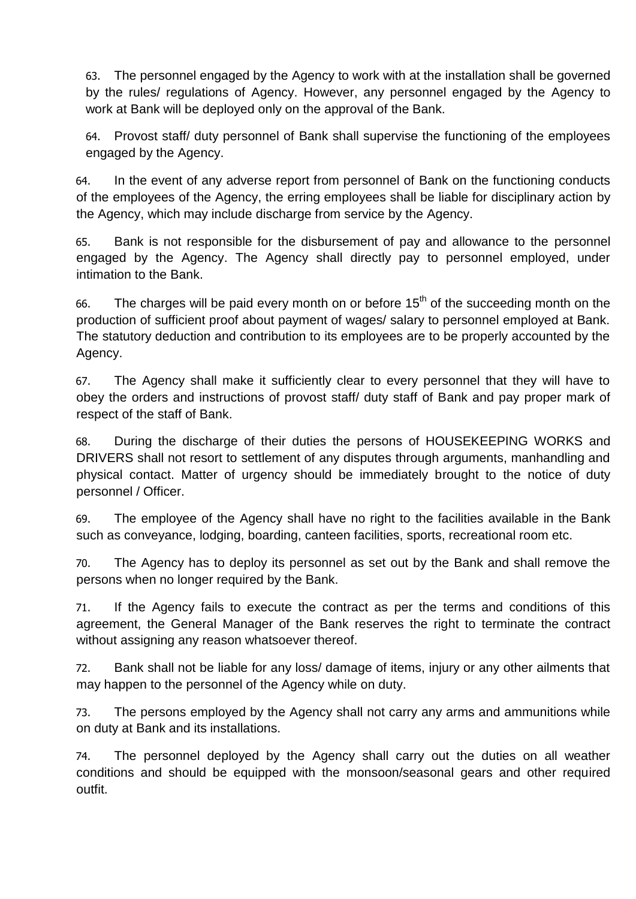63. The personnel engaged by the Agency to work with at the installation shall be governed by the rules/ regulations of Agency. However, any personnel engaged by the Agency to work at Bank will be deployed only on the approval of the Bank.

64. Provost staff/ duty personnel of Bank shall supervise the functioning of the employees engaged by the Agency.

64. In the event of any adverse report from personnel of Bank on the functioning conducts of the employees of the Agency, the erring employees shall be liable for disciplinary action by the Agency, which may include discharge from service by the Agency.

65. Bank is not responsible for the disbursement of pay and allowance to the personnel engaged by the Agency. The Agency shall directly pay to personnel employed, under intimation to the Bank.

66. The charges will be paid every month on or before 15th of the succeeding month on the production of sufficient proof about payment of wages/ salary to personnel employed at Bank. The statutory deduction and contribution to its employees are to be properly accounted by the Agency.

67. The Agency shall make it sufficiently clear to every personnel that they will have to obey the orders and instructions of provost staff/ duty staff of Bank and pay proper mark of respect of the staff of Bank.

68. During the discharge of their duties the persons of HOUSEKEEPING WORKS and DRIVERS shall not resort to settlement of any disputes through arguments, manhandling and physical contact. Matter of urgency should be immediately brought to the notice of duty personnel / Officer.

69. The employee of the Agency shall have no right to the facilities available in the Bank such as conveyance, lodging, boarding, canteen facilities, sports, recreational room etc.

70. The Agency has to deploy its personnel as set out by the Bank and shall remove the persons when no longer required by the Bank.

71. If the Agency fails to execute the contract as per the terms and conditions of this agreement, the General Manager of the Bank reserves the right to terminate the contract without assigning any reason whatsoever thereof.

72. Bank shall not be liable for any loss/ damage of items, injury or any other ailments that may happen to the personnel of the Agency while on duty.

73. The persons employed by the Agency shall not carry any arms and ammunitions while on duty at Bank and its installations.

74. The personnel deployed by the Agency shall carry out the duties on all weather conditions and should be equipped with the monsoon/seasonal gears and other required outfit.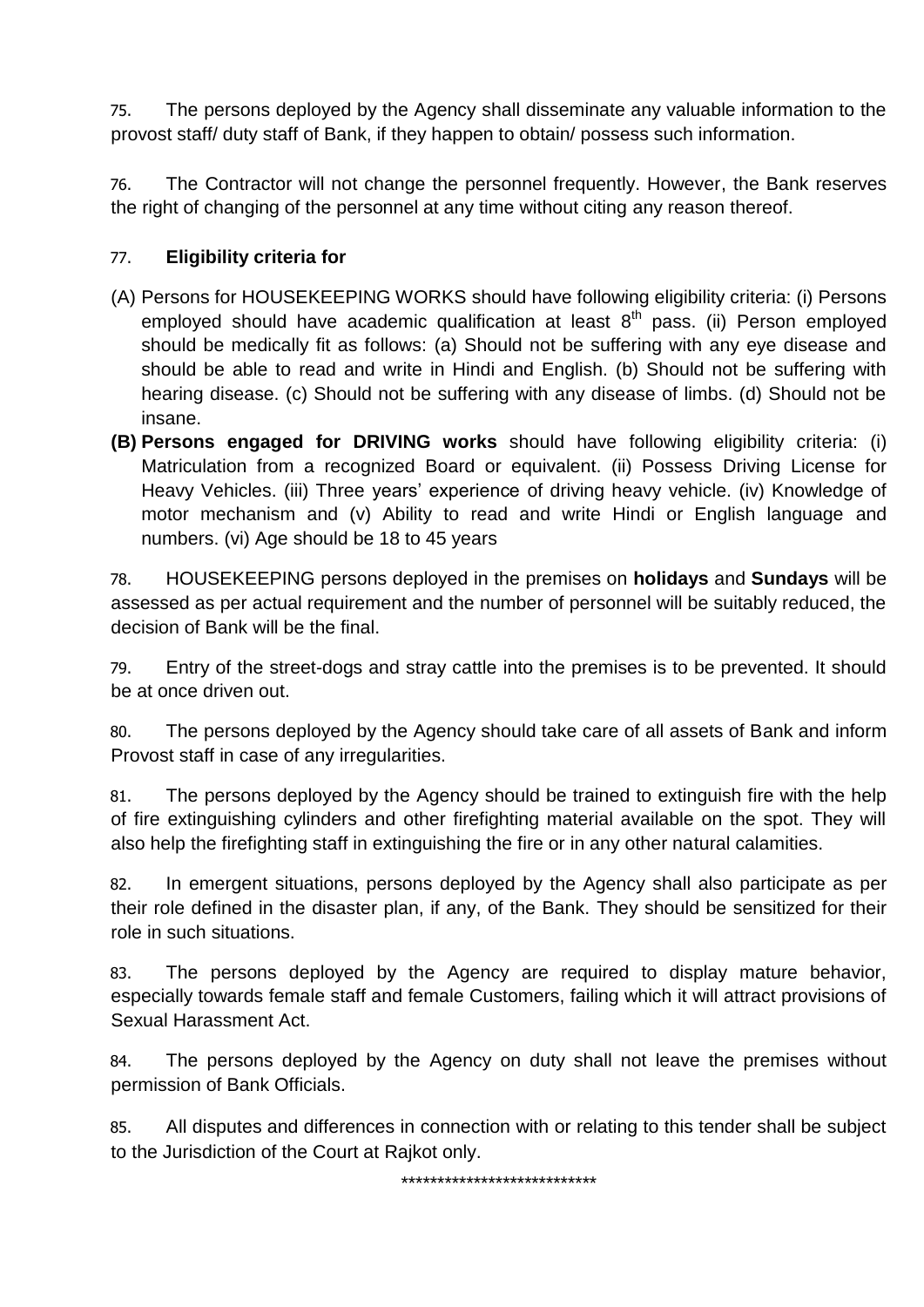75. The persons deployed by the Agency shall disseminate any valuable information to the provost staff/ duty staff of Bank, if they happen to obtain/ possess such information.

76. The Contractor will not change the personnel frequently. However, the Bank reserves the right of changing of the personnel at any time without citing any reason thereof.

77. **Eligibility criteria for**

(A) Persons for HOUSEKEEPING WORKS should have following eligibility criteria: (i) Persons employed should have academic qualification at least 8th pass. (ii) Person employed should be medically fit as follows: (a) Should not be suffering with any eye disease and should be able to read and write in Hindi and English. (b) Should not be suffering with hearing disease. (c) Should not be suffering with any disease of limbs. (d) Should not be insane.

**(B) Persons engaged for DRIVING works** should have following eligibility criteria: (i) Matriculation from a recognized Board or equivalent. (ii) Possess Driving License for Heavy Vehicles. (iii) Three years' experience of driving heavy vehicle. (iv) Knowledge of motor mechanism and (v) Ability to read and write Hindi or English language and numbers. (vi) Age should be 18 to 45 years

78. HOUSEKEEPING persons deployed in the premises on **holidays** and **Sundays** will be assessed as per actual requirement and the number of personnel will be suitably reduced, the decision of Bank will be the final.

79. Entry of the street-dogs and stray cattle into the premises is to be prevented. It should be at once driven out.

80. The persons deployed by the Agency should take care of all assets of Bank and inform Provost staff in case of any irregularities.

81. The persons deployed by the Agency should be trained to extinguish fire with the help of fire extinguishing cylinders and other firefighting material available on the spot. They will also help the firefighting staff in extinguishing the fire or in any other natural calamities.

82. In emergent situations, persons deployed by the Agency shall also participate as per their role defined in the disaster plan, if any, of the Bank. They should be sensitized for their role in such situations.

83. The persons deployed by the Agency are required to display mature behavior, especially towards female staff and female Customers, failing which it will attract provisions of Sexual Harassment Act.

84. The persons deployed by the Agency on duty shall not leave the premises without permission of Bank Officials.

85. All disputes and differences in connection with or relating to this tender shall be subject to the Jurisdiction of the Court at Rajkot only.

***************************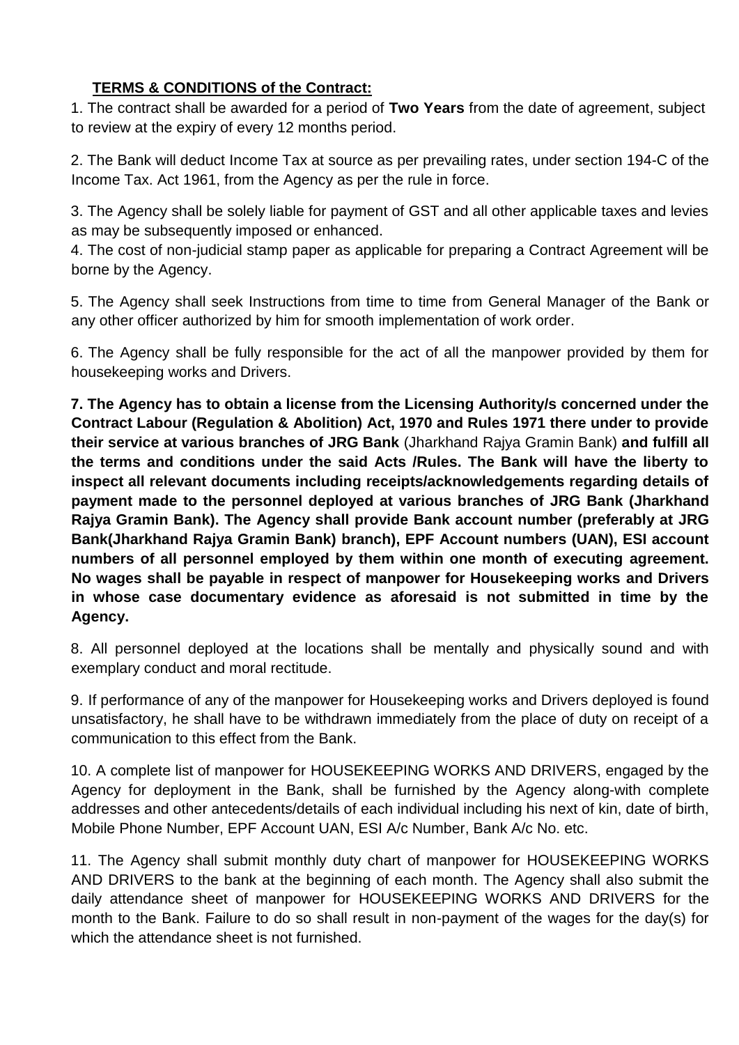**<u>TERMS & CONDITIONS of the Contract:</u>**

1. The contract shall be awarded for a period of **Two Years** from the date of agreement, subject to review at the expiry of every 12 months period.

2. The Bank will deduct Income Tax at source as per prevailing rates, under section 194-C of the Income Tax. Act 1961, from the Agency as per the rule in force.

3. The Agency shall be solely liable for payment of GST and all other applicable taxes and levies as may be subsequently imposed or enhanced.

4. The cost of non-judicial stamp paper as applicable for preparing a Contract Agreement will be borne by the Agency.

5. The Agency shall seek Instructions from time to time from General Manager of the Bank or any other officer authorized by him for smooth implementation of work order.

6. The Agency shall be fully responsible for the act of all the manpower provided by them for housekeeping works and Drivers.

**7. The Agency has to obtain a license from the Licensing Authority/s concerned under the Contract Labour (Regulation & Abolition) Act, 1970 and Rules 1971 there under to provide their service at various branches of JRG Bank** (Jharkhand Rajya Gramin Bank) **and fulfill all the terms and conditions under the said Acts /Rules. The Bank will have the liberty to inspect all relevant documents including receipts/acknowledgements regarding details of payment made to the personnel deployed at various branches of JRG Bank (Jharkhand Rajya Gramin Bank). The Agency shall provide Bank account number (preferably at JRG Bank(Jharkhand Rajya Gramin Bank) branch), EPF Account numbers (UAN), ESI account numbers of all personnel employed by them within one month of executing agreement. No wages shall be payable in respect of manpower for Housekeeping works and Drivers in whose case documentary evidence as aforesaid is not submitted in time by the Agency.**

8. All personnel deployed at the locations shall be mentally and physically sound and with exemplary conduct and moral rectitude.

9. If performance of any of the manpower for Housekeeping works and Drivers deployed is found unsatisfactory, he shall have to be withdrawn immediately from the place of duty on receipt of a communication to this effect from the Bank.

10. A complete list of manpower for HOUSEKEEPING WORKS AND DRIVERS, engaged by the Agency for deployment in the Bank, shall be furnished by the Agency along-with complete addresses and other antecedents/details of each individual including his next of kin, date of birth, Mobile Phone Number, EPF Account UAN, ESI A/c Number, Bank A/c No. etc.

11. The Agency shall submit monthly duty chart of manpower for HOUSEKEEPING WORKS AND DRIVERS to the bank at the beginning of each month. The Agency shall also submit the daily attendance sheet of manpower for HOUSEKEEPING WORKS AND DRIVERS for the month to the Bank. Failure to do so shall result in non-payment of the wages for the day(s) for which the attendance sheet is not furnished.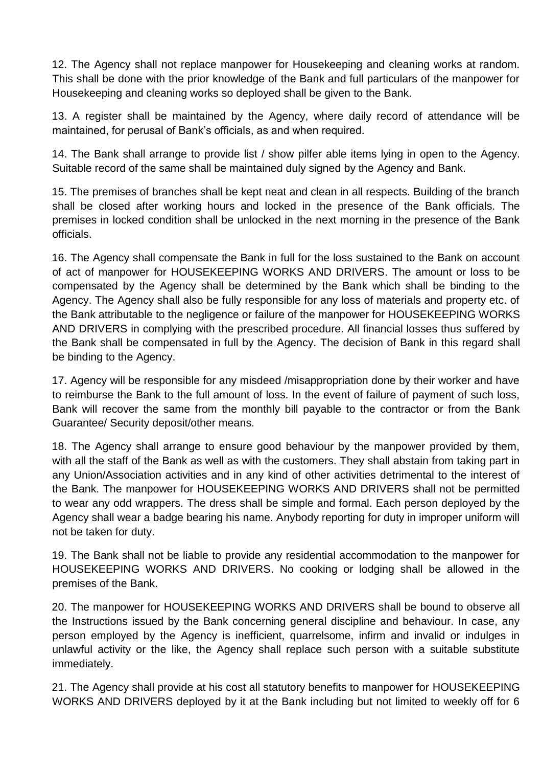12. The Agency shall not replace manpower for Housekeeping and cleaning works at random. This shall be done with the prior knowledge of the Bank and full particulars of the manpower for Housekeeping and cleaning works so deployed shall be given to the Bank.

13. A register shall be maintained by the Agency, where daily record of attendance will be maintained, for perusal of Bank's officials, as and when required.

14. The Bank shall arrange to provide list / show pilfer able items lying in open to the Agency. Suitable record of the same shall be maintained duly signed by the Agency and Bank.

15. The premises of branches shall be kept neat and clean in all respects. Building of the branch shall be closed after working hours and locked in the presence of the Bank officials. The premises in locked condition shall be unlocked in the next morning in the presence of the Bank officials.

16. The Agency shall compensate the Bank in full for the loss sustained to the Bank on account of act of manpower for HOUSEKEEPING WORKS AND DRIVERS. The amount or loss to be compensated by the Agency shall be determined by the Bank which shall be binding to the Agency. The Agency shall also be fully responsible for any loss of materials and property etc. of the Bank attributable to the negligence or failure of the manpower for HOUSEKEEPING WORKS AND DRIVERS in complying with the prescribed procedure. All financial losses thus suffered by the Bank shall be compensated in full by the Agency. The decision of Bank in this regard shall be binding to the Agency.

17. Agency will be responsible for any misdeed /misappropriation done by their worker and have to reimburse the Bank to the full amount of loss. In the event of failure of payment of such loss, Bank will recover the same from the monthly bill payable to the contractor or from the Bank Guarantee/ Security deposit/other means.

18. The Agency shall arrange to ensure good behaviour by the manpower provided by them, with all the staff of the Bank as well as with the customers. They shall abstain from taking part in any Union/Association activities and in any kind of other activities detrimental to the interest of the Bank. The manpower for HOUSEKEEPING WORKS AND DRIVERS shall not be permitted to wear any odd wrappers. The dress shall be simple and formal. Each person deployed by the Agency shall wear a badge bearing his name. Anybody reporting for duty in improper uniform will not be taken for duty.

19. The Bank shall not be liable to provide any residential accommodation to the manpower for HOUSEKEEPING WORKS AND DRIVERS. No cooking or lodging shall be allowed in the premises of the Bank.

20. The manpower for HOUSEKEEPING WORKS AND DRIVERS shall be bound to observe all the Instructions issued by the Bank concerning general discipline and behaviour. In case, any person employed by the Agency is inefficient, quarrelsome, infirm and invalid or indulges in unlawful activity or the like, the Agency shall replace such person with a suitable substitute immediately.

21. The Agency shall provide at his cost all statutory benefits to manpower for HOUSEKEEPING WORKS AND DRIVERS deployed by it at the Bank including but not limited to weekly off for 6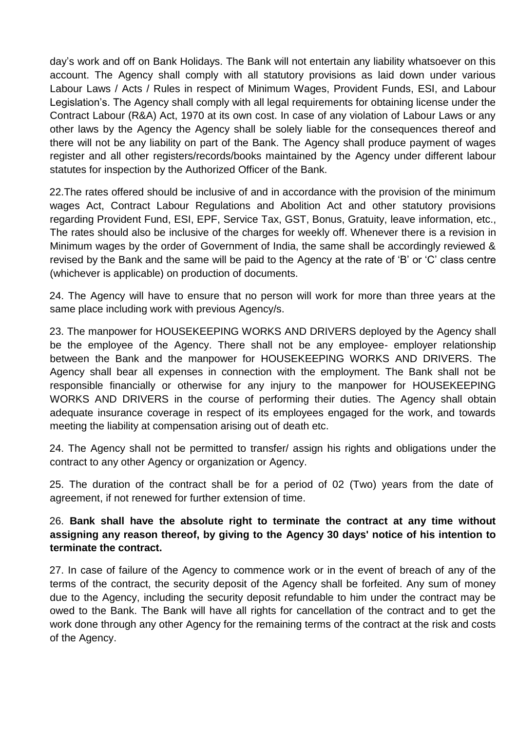day's work and off on Bank Holidays. The Bank will not entertain any liability whatsoever on this account. The Agency shall comply with all statutory provisions as laid down under various Labour Laws / Acts / Rules in respect of Minimum Wages, Provident Funds, ESI, and Labour Legislation's. The Agency shall comply with all legal requirements for obtaining license under the Contract Labour (R&A) Act, 1970 at its own cost. In case of any violation of Labour Laws or any other laws by the Agency the Agency shall be solely liable for the consequences thereof and there will not be any liability on part of the Bank. The Agency shall produce payment of wages register and all other registers/records/books maintained by the Agency under different labour statutes for inspection by the Authorized Officer of the Bank.

22.The rates offered should be inclusive of and in accordance with the provision of the minimum wages Act, Contract Labour Regulations and Abolition Act and other statutory provisions regarding Provident Fund, ESI, EPF, Service Tax, GST, Bonus, Gratuity, leave information, etc., The rates should also be inclusive of the charges for weekly off. Whenever there is a revision in Minimum wages by the order of Government of India, the same shall be accordingly reviewed & revised by the Bank and the same will be paid to the Agency at the rate of 'B' or 'C' class centre (whichever is applicable) on production of documents.

24. The Agency will have to ensure that no person will work for more than three years at the same place including work with previous Agency/s.

23. The manpower for HOUSEKEEPING WORKS AND DRIVERS deployed by the Agency shall be the employee of the Agency. There shall not be any employee- employer relationship between the Bank and the manpower for HOUSEKEEPING WORKS AND DRIVERS. The Agency shall bear all expenses in connection with the employment. The Bank shall not be responsible financially or otherwise for any injury to the manpower for HOUSEKEEPING WORKS AND DRIVERS in the course of performing their duties. The Agency shall obtain adequate insurance coverage in respect of its employees engaged for the work, and towards meeting the liability at compensation arising out of death etc.

24. The Agency shall not be permitted to transfer/ assign his rights and obligations under the contract to any other Agency or organization or Agency.

25. The duration of the contract shall be for a period of 02 (Two) years from the date of agreement, if not renewed for further extension of time.

26. **Bank shall have the absolute right to terminate the contract at any time without assigning any reason thereof, by giving to the Agency 30 days' notice of his intention to terminate the contract.**

27. In case of failure of the Agency to commence work or in the event of breach of any of the terms of the contract, the security deposit of the Agency shall be forfeited. Any sum of money due to the Agency, including the security deposit refundable to him under the contract may be owed to the Bank. The Bank will have all rights for cancellation of the contract and to get the work done through any other Agency for the remaining terms of the contract at the risk and costs of the Agency.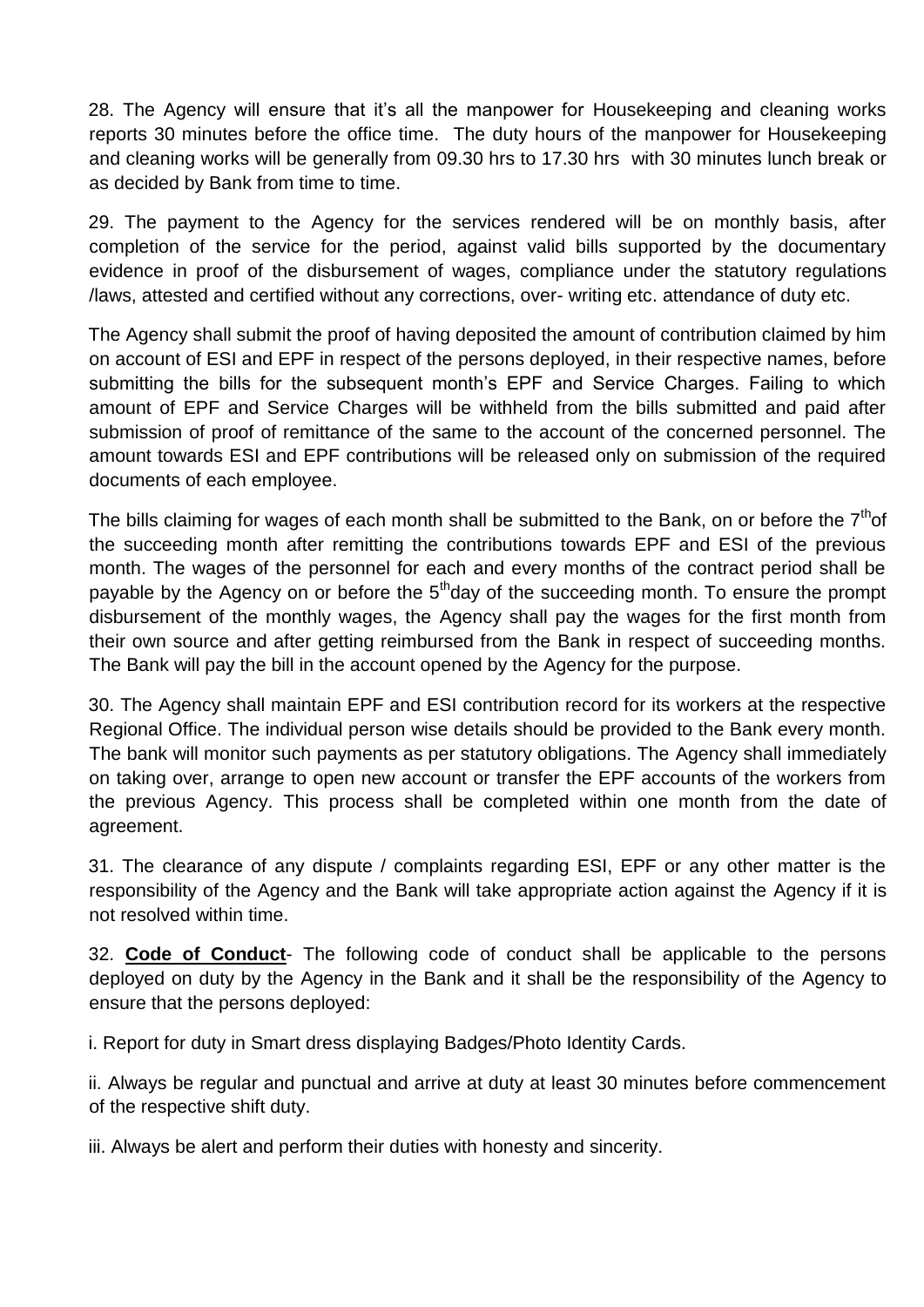28. The Agency will ensure that it's all the manpower for Housekeeping and cleaning works reports 30 minutes before the office time. The duty hours of the manpower for Housekeeping and cleaning works will be generally from 09.30 hrs to 17.30 hrs with 30 minutes lunch break or as decided by Bank from time to time.

29. The payment to the Agency for the services rendered will be on monthly basis, after completion of the service for the period, against valid bills supported by the documentary evidence in proof of the disbursement of wages, compliance under the statutory regulations /laws, attested and certified without any corrections, over- writing etc. attendance of duty etc.

The Agency shall submit the proof of having deposited the amount of contribution claimed by him on account of ESI and EPF in respect of the persons deployed, in their respective names, before submitting the bills for the subsequent month's EPF and Service Charges. Failing to which amount of EPF and Service Charges will be withheld from the bills submitted and paid after submission of proof of remittance of the same to the account of the concerned personnel. The amount towards ESI and EPF contributions will be released only on submission of the required documents of each employee.

The bills claiming for wages of each month shall be submitted to the Bank, on or before the 7th of the succeeding month after remitting the contributions towards EPF and ESI of the previous month. The wages of the personnel for each and every months of the contract period shall be payable by the Agency on or before the 5th day of the succeeding month. To ensure the prompt disbursement of the monthly wages, the Agency shall pay the wages for the first month from their own source and after getting reimbursed from the Bank in respect of succeeding months. The Bank will pay the bill in the account opened by the Agency for the purpose.

30. The Agency shall maintain EPF and ESI contribution record for its workers at the respective Regional Office. The individual person wise details should be provided to the Bank every month. The bank will monitor such payments as per statutory obligations. The Agency shall immediately on taking over, arrange to open new account or transfer the EPF accounts of the workers from the previous Agency. This process shall be completed within one month from the date of agreement.

31. The clearance of any dispute / complaints regarding ESI, EPF or any other matter is the responsibility of the Agency and the Bank will take appropriate action against the Agency if it is not resolved within time.

32. **Code of Conduct**- The following code of conduct shall be applicable to the persons deployed on duty by the Agency in the Bank and it shall be the responsibility of the Agency to ensure that the persons deployed:

i. Report for duty in Smart dress displaying Badges/Photo Identity Cards.

ii. Always be regular and punctual and arrive at duty at least 30 minutes before commencement of the respective shift duty.

iii. Always be alert and perform their duties with honesty and sincerity.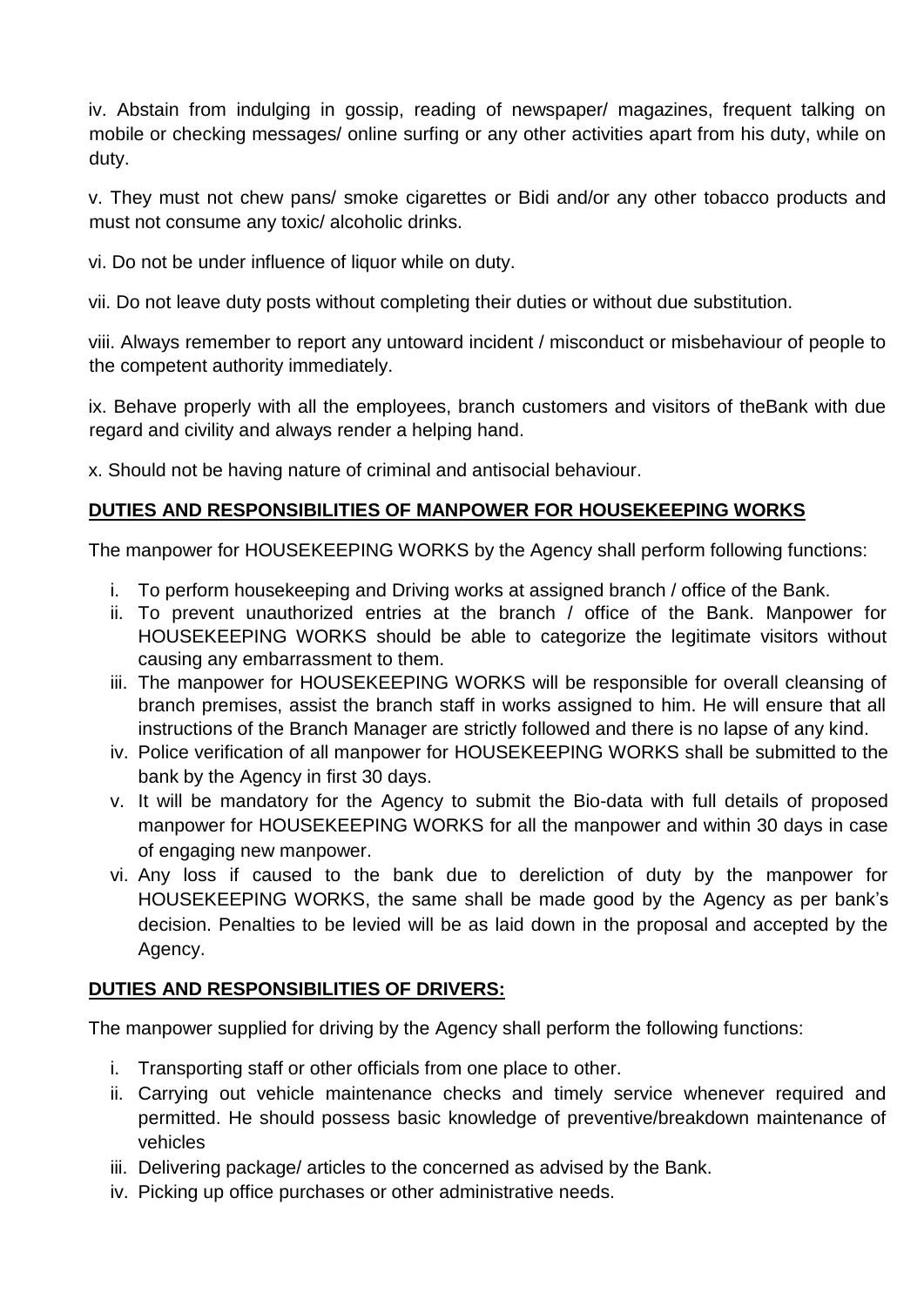iv. Abstain from indulging in gossip, reading of newspaper/ magazines, frequent talking on mobile or checking messages/ online surfing or any other activities apart from his duty, while on duty.

v. They must not chew pans/ smoke cigarettes or Bidi and/or any other tobacco products and must not consume any toxic/ alcoholic drinks.

vi. Do not be under influence of liquor while on duty.

vii. Do not leave duty posts without completing their duties or without due substitution.

viii. Always remember to report any untoward incident / misconduct or misbehaviour of people to the competent authority immediately.

ix. Behave properly with all the employees, branch customers and visitors of theBank with due regard and civility and always render a helping hand.

x. Should not be having nature of criminal and antisocial behaviour.

**DUTIES AND RESPONSIBILITIES OF MANPOWER FOR HOUSEKEEPING WORKS**

The manpower for HOUSEKEEPING WORKS by the Agency shall perform following functions:

i. To perform housekeeping and Driving works at assigned branch / office of the Bank.
ii. To prevent unauthorized entries at the branch / office of the Bank. Manpower for HOUSEKEEPING WORKS should be able to categorize the legitimate visitors without causing any embarrassment to them.
iii. The manpower for HOUSEKEEPING WORKS will be responsible for overall cleansing of branch premises, assist the branch staff in works assigned to him. He will ensure that all instructions of the Branch Manager are strictly followed and there is no lapse of any kind.
iv. Police verification of all manpower for HOUSEKEEPING WORKS shall be submitted to the bank by the Agency in first 30 days.
v. It will be mandatory for the Agency to submit the Bio-data with full details of proposed manpower for HOUSEKEEPING WORKS for all the manpower and within 30 days in case of engaging new manpower.
vi. Any loss if caused to the bank due to dereliction of duty by the manpower for HOUSEKEEPING WORKS, the same shall be made good by the Agency as per bank's decision. Penalties to be levied will be as laid down in the proposal and accepted by the Agency.

**DUTIES AND RESPONSIBILITIES OF DRIVERS:**

The manpower supplied for driving by the Agency shall perform the following functions:

i. Transporting staff or other officials from one place to other.
ii. Carrying out vehicle maintenance checks and timely service whenever required and permitted. He should possess basic knowledge of preventive/breakdown maintenance of vehicles
iii. Delivering package/ articles to the concerned as advised by the Bank.
iv. Picking up office purchases or other administrative needs.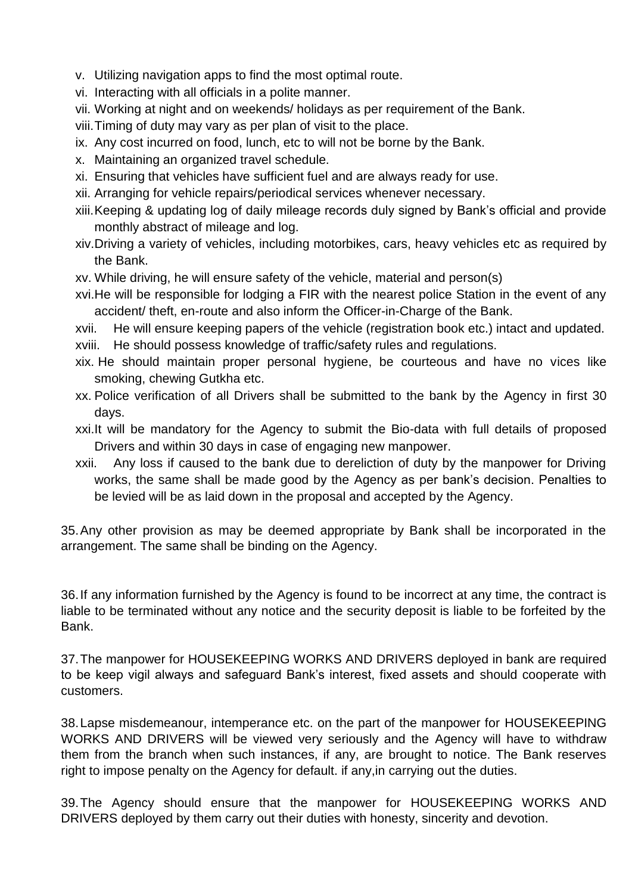v. Utilizing navigation apps to find the most optimal route.
vi. Interacting with all officials in a polite manner.
vii. Working at night and on weekends/ holidays as per requirement of the Bank.
viii. Timing of duty may vary as per plan of visit to the place.
ix. Any cost incurred on food, lunch, etc to will not be borne by the Bank.
x. Maintaining an organized travel schedule.
xi. Ensuring that vehicles have sufficient fuel and are always ready for use.
xii. Arranging for vehicle repairs/periodical services whenever necessary.
xiii. Keeping & updating log of daily mileage records duly signed by Bank's official and provide monthly abstract of mileage and log.
xiv. Driving a variety of vehicles, including motorbikes, cars, heavy vehicles etc as required by the Bank.
xv. While driving, he will ensure safety of the vehicle, material and person(s)
xvi. He will be responsible for lodging a FIR with the nearest police Station in the event of any accident/ theft, en-route and also inform the Officer-in-Charge of the Bank.
xvii. He will ensure keeping papers of the vehicle (registration book etc.) intact and updated.
xviii. He should possess knowledge of traffic/safety rules and regulations.
xix. He should maintain proper personal hygiene, be courteous and have no vices like smoking, chewing Gutkha etc.
xx. Police verification of all Drivers shall be submitted to the bank by the Agency in first 30 days.
xxi. It will be mandatory for the Agency to submit the Bio-data with full details of proposed Drivers and within 30 days in case of engaging new manpower.
xxii. Any loss if caused to the bank due to dereliction of duty by the manpower for Driving works, the same shall be made good by the Agency as per bank's decision. Penalties to be levied will be as laid down in the proposal and accepted by the Agency.

35. Any other provision as may be deemed appropriate by Bank shall be incorporated in the arrangement. The same shall be binding on the Agency.

36. If any information furnished by the Agency is found to be incorrect at any time, the contract is liable to be terminated without any notice and the security deposit is liable to be forfeited by the Bank.

37. The manpower for HOUSEKEEPING WORKS AND DRIVERS deployed in bank are required to be keep vigil always and safeguard Bank's interest, fixed assets and should cooperate with customers.

38. Lapse misdemeanour, intemperance etc. on the part of the manpower for HOUSEKEEPING WORKS AND DRIVERS will be viewed very seriously and the Agency will have to withdraw them from the branch when such instances, if any, are brought to notice. The Bank reserves right to impose penalty on the Agency for default. if any,in carrying out the duties.

39. The Agency should ensure that the manpower for HOUSEKEEPING WORKS AND DRIVERS deployed by them carry out their duties with honesty, sincerity and devotion.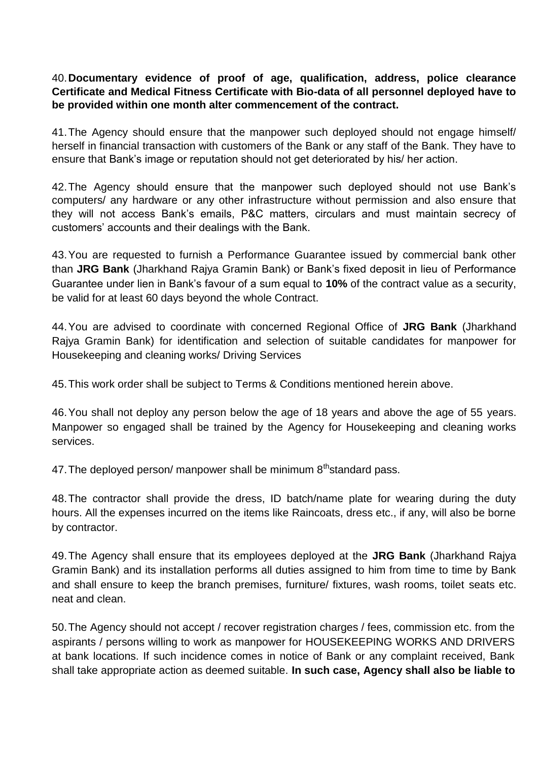40. **Documentary evidence of proof of age, qualification, address, police clearance Certificate and Medical Fitness Certificate with Bio-data of all personnel deployed have to be provided within one month alter commencement of the contract.**

41. The Agency should ensure that the manpower such deployed should not engage himself/ herself in financial transaction with customers of the Bank or any staff of the Bank. They have to ensure that Bank's image or reputation should not get deteriorated by his/ her action.

42. The Agency should ensure that the manpower such deployed should not use Bank's computers/ any hardware or any other infrastructure without permission and also ensure that they will not access Bank's emails, P&C matters, circulars and must maintain secrecy of customers' accounts and their dealings with the Bank.

43. You are requested to furnish a Performance Guarantee issued by commercial bank other than **JRG Bank** (Jharkhand Rajya Gramin Bank) or Bank's fixed deposit in lieu of Performance Guarantee under lien in Bank's favour of a sum equal to **10%** of the contract value as a security, be valid for at least 60 days beyond the whole Contract.

44. You are advised to coordinate with concerned Regional Office of **JRG Bank** (Jharkhand Rajya Gramin Bank) for identification and selection of suitable candidates for manpower for Housekeeping and cleaning works/ Driving Services

45. This work order shall be subject to Terms & Conditions mentioned herein above.

46. You shall not deploy any person below the age of 18 years and above the age of 55 years. Manpower so engaged shall be trained by the Agency for Housekeeping and cleaning works services.

47. The deployed person/ manpower shall be minimum 8th standard pass.

48. The contractor shall provide the dress, ID batch/name plate for wearing during the duty hours. All the expenses incurred on the items like Raincoats, dress etc., if any, will also be borne by contractor.

49. The Agency shall ensure that its employees deployed at the **JRG Bank** (Jharkhand Rajya Gramin Bank) and its installation performs all duties assigned to him from time to time by Bank and shall ensure to keep the branch premises, furniture/ fixtures, wash rooms, toilet seats etc. neat and clean.

50. The Agency should not accept / recover registration charges / fees, commission etc. from the aspirants / persons willing to work as manpower for HOUSEKEEPING WORKS AND DRIVERS at bank locations. If such incidence comes in notice of Bank or any complaint received, Bank shall take appropriate action as deemed suitable. **In such case, Agency shall also be liable to**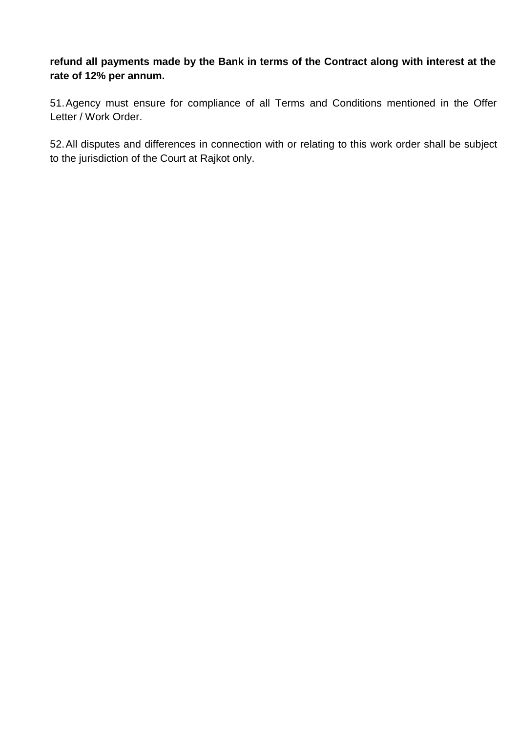**refund all payments made by the Bank in terms of the Contract along with interest at the rate of 12% per annum.**

51. Agency must ensure for compliance of all Terms and Conditions mentioned in the Offer Letter / Work Order.

52. All disputes and differences in connection with or relating to this work order shall be subject to the jurisdiction of the Court at Rajkot only.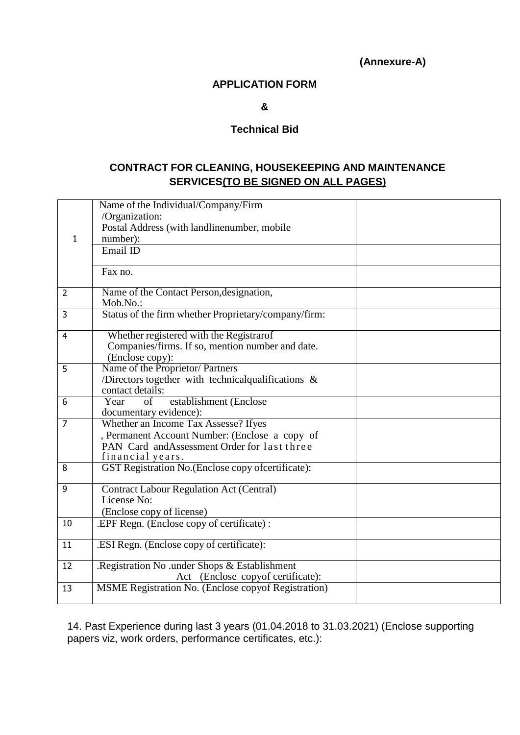**(Annexure-A)**

**APPLICATION FORM**

**&**

**Technical Bid**

**CONTRACT FOR CLEANING, HOUSEKEEPING AND MAINTENANCE SERVICES(TO BE SIGNED ON ALL PAGES)**

| | | |
|---|---|---|
| 1 | Name of the Individual/Company/Firm /Organization: Postal Address (with landlinenumber, mobile number): | |
| | Email ID | |
| | Fax no. | |
| 2 | Name of the Contact Person,designation, Mob.No.: | |
| 3 | Status of the firm whether Proprietary/company/firm: | |
| 4 | Whether registered with the Registrarof Companies/firms. If so, mention number and date. (Enclose copy): | |
| 5 | Name of the Proprietor/ Partners /Directors together with technicalqualifications & contact details: | |
| 6 | Year of establishment (Enclose documentary evidence): | |
| 7 | Whether an Income Tax Assesse? Ifyes , Permanent Account Number: (Enclose a copy of PAN Card andAssessment Order for last three financial years. | |
| 8 | GST Registration No.(Enclose copy ofcertificate): | |
| 9 | Contract Labour Regulation Act (Central) License No: (Enclose copy of license) | |
| 10 | .EPF Regn. (Enclose copy of certificate) : | |
| 11 | .ESI Regn. (Enclose copy of certificate): | |
| 12 | .Registration No .under Shops & Establishment Act (Enclose copyof certificate): | |
| 13 | MSME Registration No. (Enclose copyof Registration) | |

14. Past Experience during last 3 years (01.04.2018 to 31.03.2021) (Enclose supporting papers viz, work orders, performance certificates, etc.):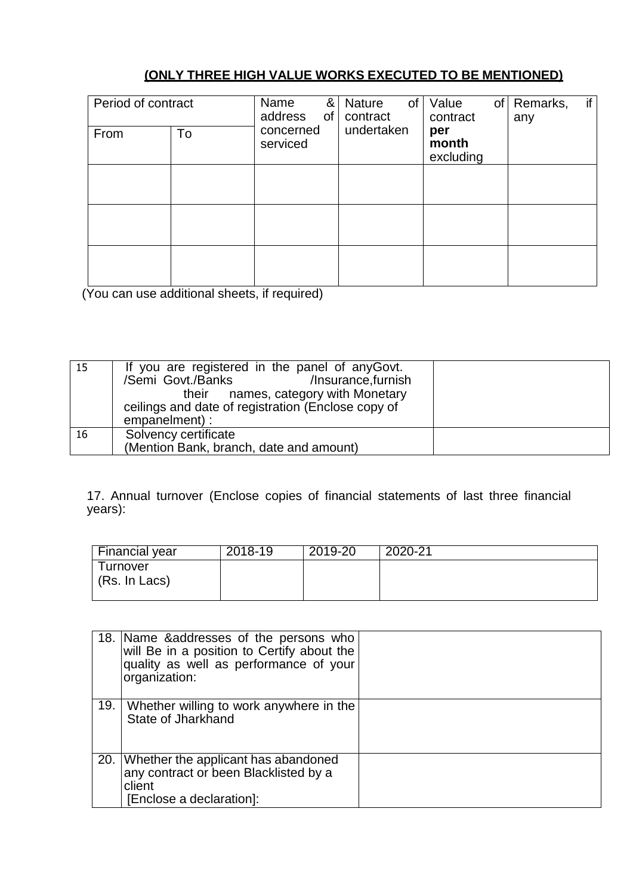**(ONLY THREE HIGH VALUE WORKS EXECUTED TO BE MENTIONED)**

| Period of contract | | Name & address of concerned serviced | Nature of contract undertaken | Value of contract **per month** excluding | Remarks, if any |
|---|---|---|---|---|---|
| From | To | | | | |
| | | | | | |
| | | | | | |
| | | | | | |

(You can use additional sheets, if required)

| | | |
|---|---|---|
| 15 | If you are registered in the panel of anyGovt. /Semi Govt./Banks /Insurance,furnish their names, category with Monetary ceilings and date of registration (Enclose copy of empanelment) : | |
| 16 | Solvency certificate (Mention Bank, branch, date and amount) | |

17. Annual turnover (Enclose copies of financial statements of last three financial years):

| Financial year | 2018-19 | 2019-20 | 2020-21 |
|---|---|---|---|
| Turnover (Rs. In Lacs) | | | |

| | | |
|---|---|---|
| 18. | Name &addresses of the persons who will Be in a position to Certify about the quality as well as performance of your organization: | |
| 19. | Whether willing to work anywhere in the State of Jharkhand | |
| 20. | Whether the applicant has abandoned any contract or been Blacklisted by a client [Enclose a declaration]: | |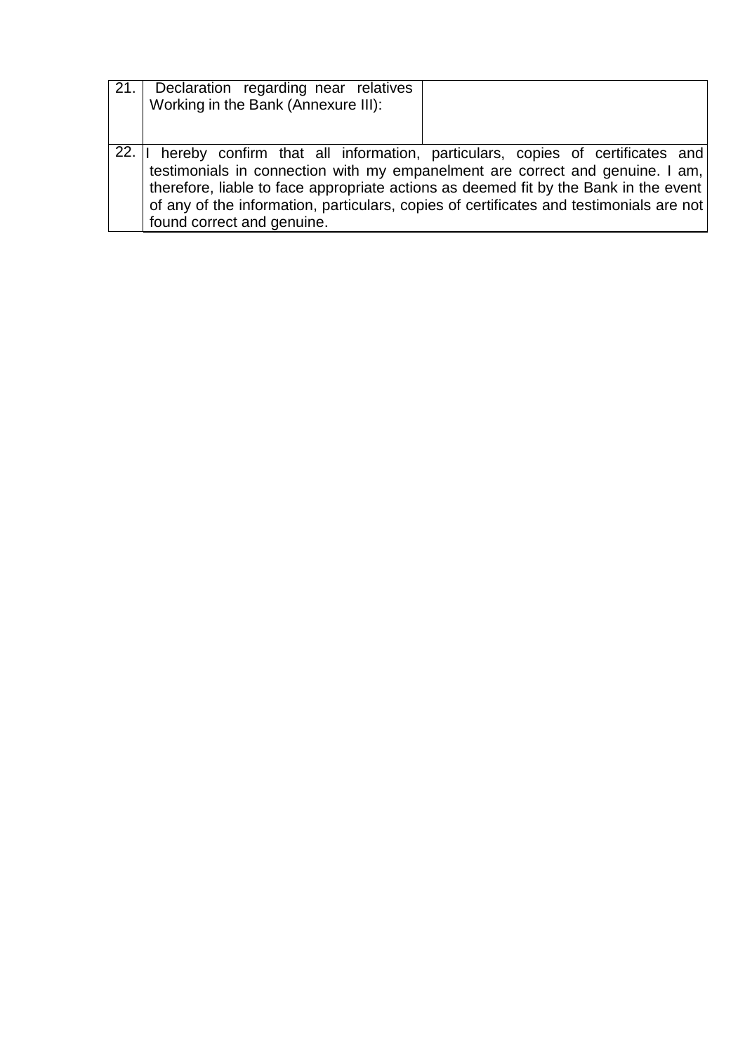| | | |
|---|---|---|
| 21. | Declaration regarding near relatives Working in the Bank (Annexure III): | |
| 22. | I hereby confirm that all information, particulars, copies of certificates and testimonials in connection with my empanelment are correct and genuine. I am, therefore, liable to face appropriate actions as deemed fit by the Bank in the event of any of the information, particulars, copies of certificates and testimonials are not found correct and genuine. | |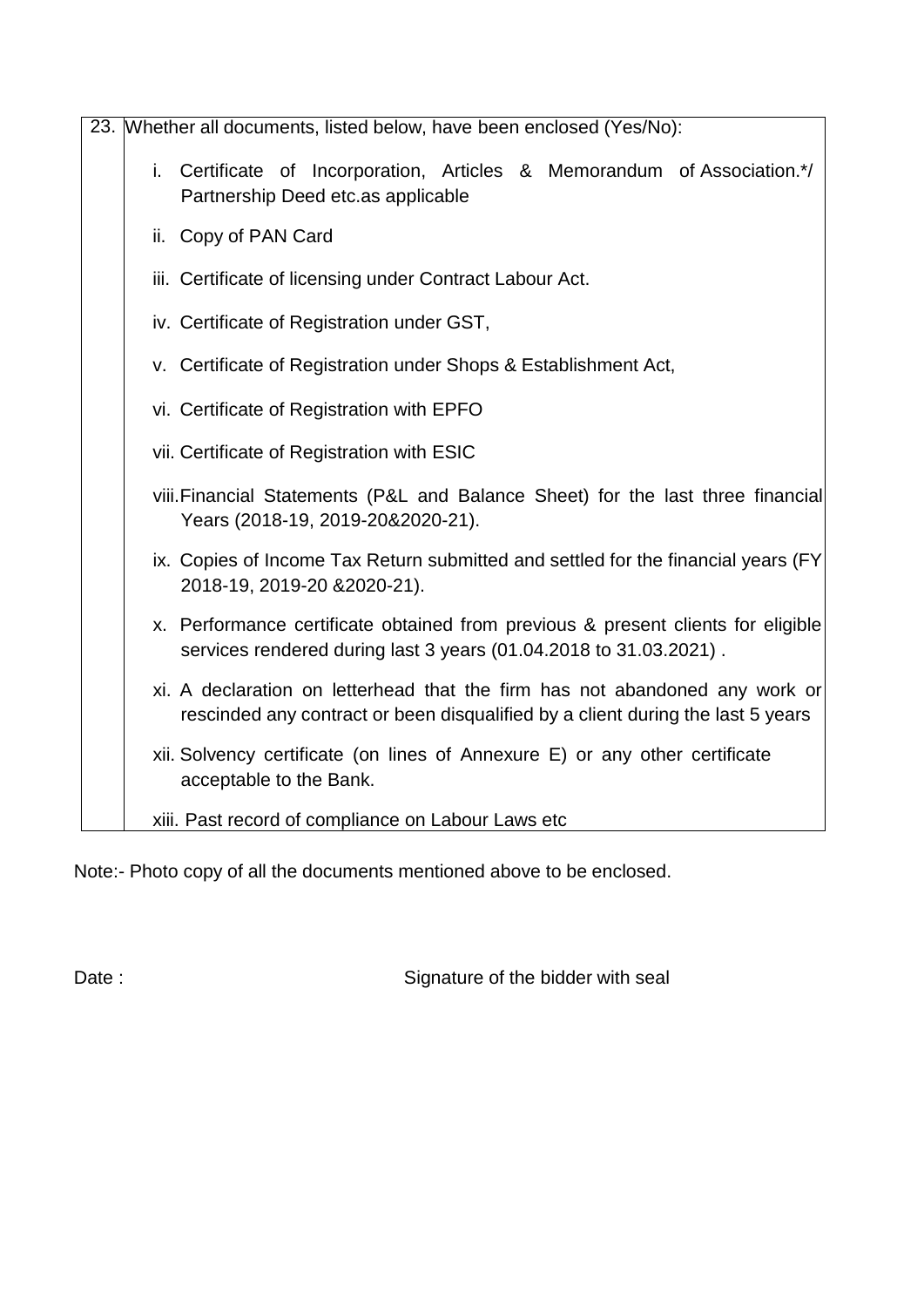| 23. | Whether all documents, listed below, have been enclosed (Yes/No): |
|---|---|
| | i. Certificate of Incorporation, Articles & Memorandum of Association.*/ Partnership Deed etc.as applicable |
| | ii. Copy of PAN Card |
| | iii. Certificate of licensing under Contract Labour Act. |
| | iv. Certificate of Registration under GST, |
| | v. Certificate of Registration under Shops & Establishment Act, |
| | vi. Certificate of Registration with EPFO |
| | vii. Certificate of Registration with ESIC |
| | viii. Financial Statements (P&L and Balance Sheet) for the last three financial Years (2018-19, 2019-20&2020-21). |
| | ix. Copies of Income Tax Return submitted and settled for the financial years (FY 2018-19, 2019-20 &2020-21). |
| | x. Performance certificate obtained from previous & present clients for eligible services rendered during last 3 years (01.04.2018 to 31.03.2021) . |
| | xi. A declaration on letterhead that the firm has not abandoned any work or rescinded any contract or been disqualified by a client during the last 5 years |
| | xii. Solvency certificate (on lines of Annexure E) or any other certificate acceptable to the Bank. |
| | xiii. Past record of compliance on Labour Laws etc |

Note:- Photo copy of all the documents mentioned above to be enclosed.

Date :

Signature of the bidder with seal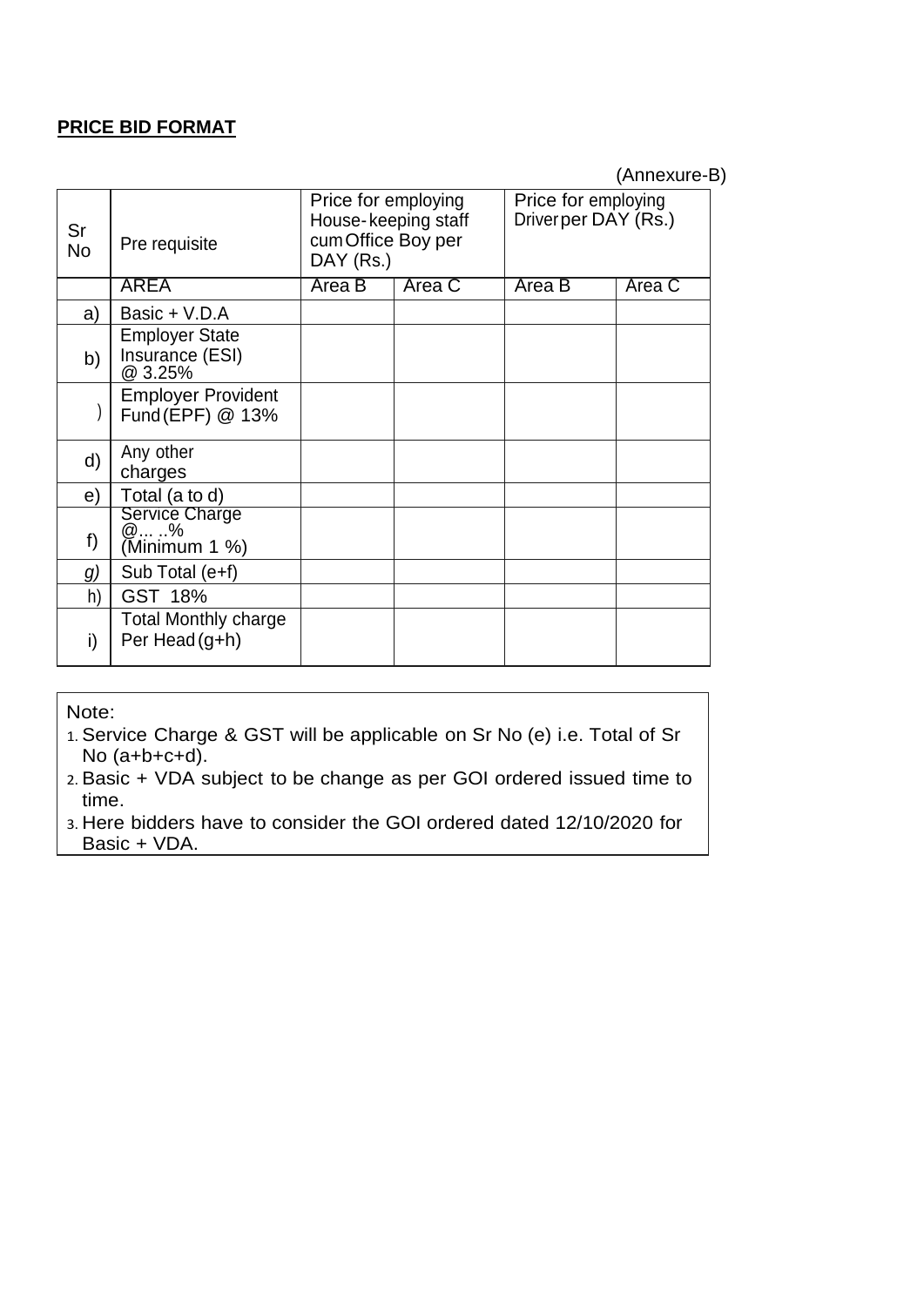**PRICE BID FORMAT**

(Annexure-B)

| Sr No | Pre requisite | Price for employing House-keeping staff cum Office Boy per DAY (Rs.) | | Price for employing Driver per DAY (Rs.) | |
|---|---|---|---|---|---|
| | AREA | Area B | Area C | Area B | Area C |
| a) | Basic + V.D.A | | | | |
| b) | Employer State Insurance (ESI) @ 3.25% | | | | |
| ) | Employer Provident Fund (EPF) @ 13% | | | | |
| d) | Any other charges | | | | |
| e) | Total (a to d) | | | | |
| f) | Service Charge @... ..% (Minimum 1 %) | | | | |
| g) | Sub Total (e+f) | | | | |
| h) | GST 18% | | | | |
| i) | Total Monthly charge Per Head (g+h) | | | | |

Note:

1. Service Charge & GST will be applicable on Sr No (e) i.e. Total of Sr No (a+b+c+d).
2. Basic + VDA subject to be change as per GOI ordered issued time to time.
3. Here bidders have to consider the GOI ordered dated 12/10/2020 for Basic + VDA.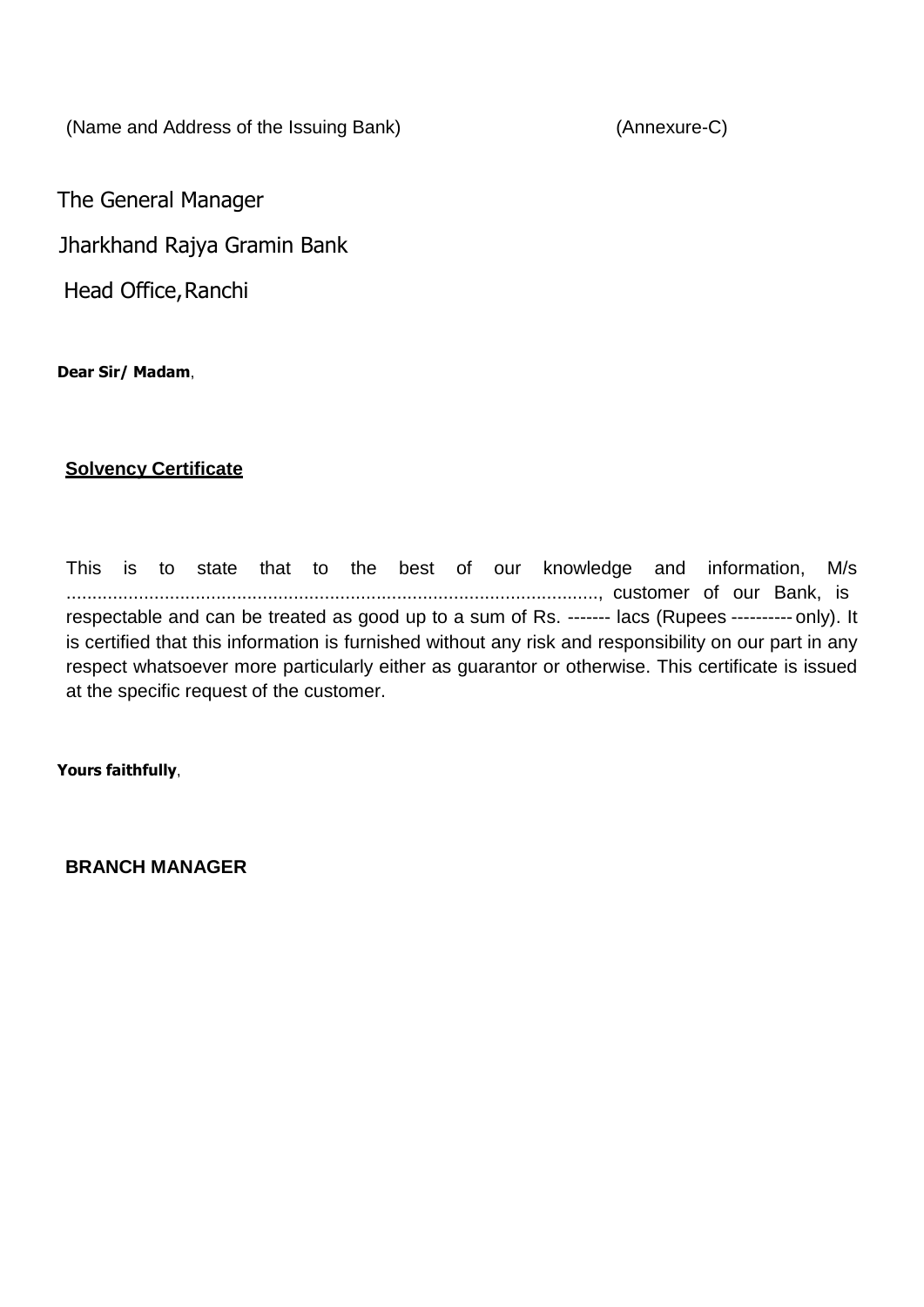(Name and Address of the Issuing Bank) (Annexure-C)

The General Manager

Jharkhand Rajya Gramin Bank

Head Office, Ranchi

**Dear Sir/ Madam**,

**Solvency Certificate**

This is to state that to the best of our knowledge and information, M/s ........................................................................................................, customer of our Bank, is respectable and can be treated as good up to a sum of Rs. ------- lacs (Rupees ---------- only). It is certified that this information is furnished without any risk and responsibility on our part in any respect whatsoever more particularly either as guarantor or otherwise. This certificate is issued at the specific request of the customer.

**Yours faithfully**,

**BRANCH MANAGER**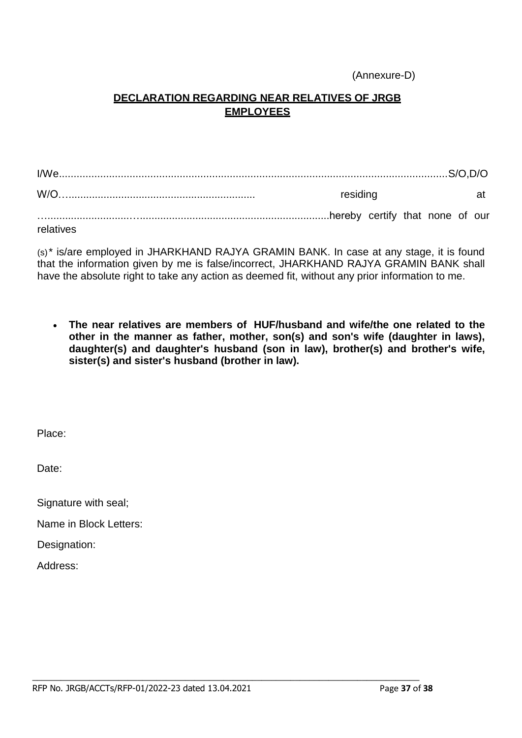(Annexure-D)

## DECLARATION REGARDING NEAR RELATIVES OF JRGB EMPLOYEES

I/We.....................................................................................................................................S/O,D/O W/O…................................................................ residing at …...........................….................................................................hereby certify that none of our relatives

(s)* is/are employed in JHARKHAND RAJYA GRAMIN BANK. In case at any stage, it is found that the information given by me is false/incorrect, JHARKHAND RAJYA GRAMIN BANK shall have the absolute right to take any action as deemed fit, without any prior information to me.

- **The near relatives are members of HUF/husband and wife/the one related to the other in the manner as father, mother, son(s) and son's wife (daughter in laws), daughter(s) and daughter's husband (son in law), brother(s) and brother's wife, sister(s) and sister's husband (brother in law).**

Place:

Date:

Signature with seal;

Name in Block Letters:

Designation:

Address:

RFP No. JRGB/ACCTs/RFP-01/2022-23 dated 13.04.2021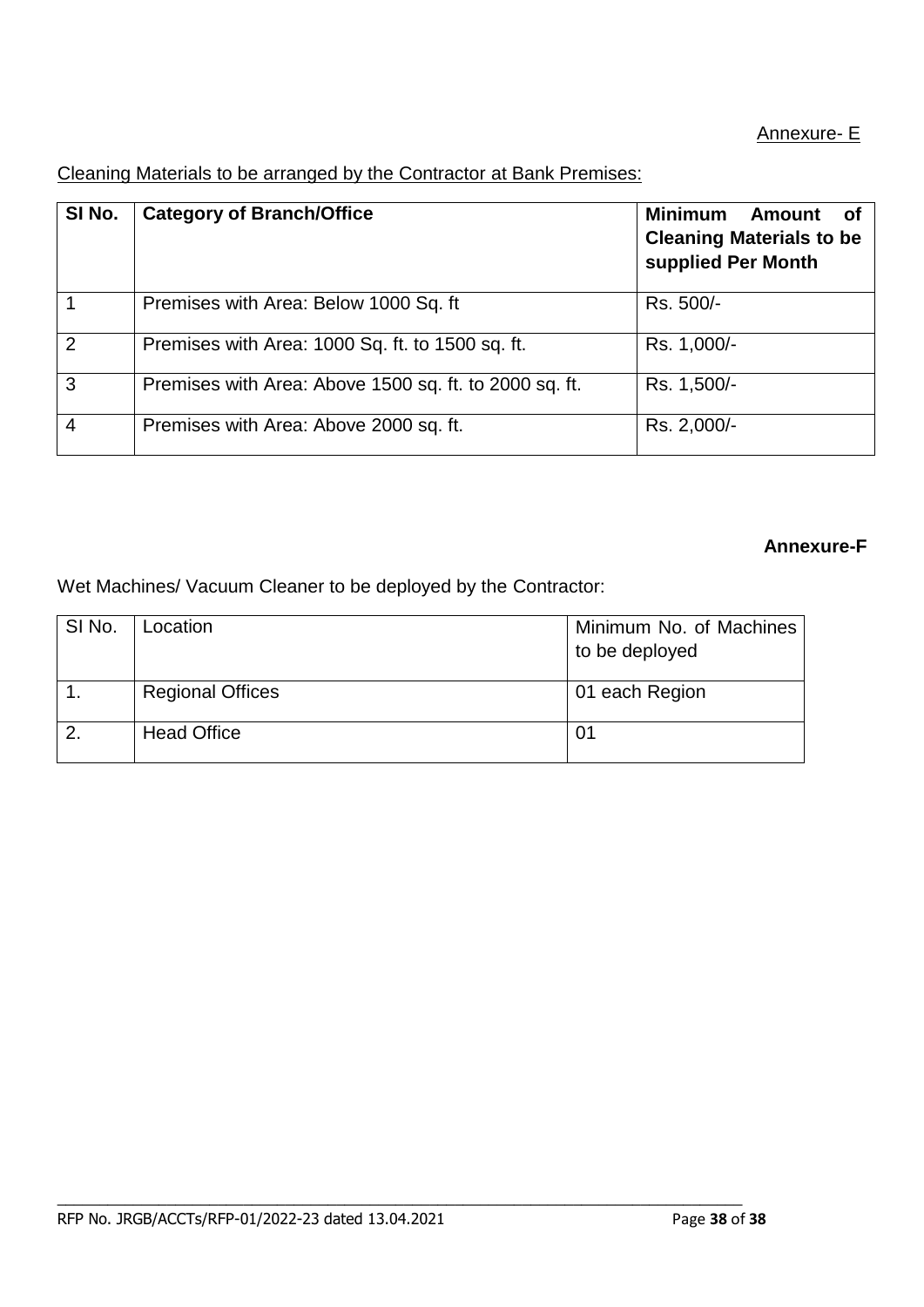Annexure- E

Cleaning Materials to be arranged by the Contractor at Bank Premises:

| SI No. | Category of Branch/Office | Minimum Amount of Cleaning Materials to be supplied Per Month |
|---|---|---|
| 1 | Premises with Area: Below 1000 Sq. ft | Rs. 500/- |
| 2 | Premises with Area: 1000 Sq. ft. to 1500 sq. ft. | Rs. 1,000/- |
| 3 | Premises with Area: Above 1500 sq. ft. to 2000 sq. ft. | Rs. 1,500/- |
| 4 | Premises with Area: Above 2000 sq. ft. | Rs. 2,000/- |

**Annexure-F**

Wet Machines/ Vacuum Cleaner to be deployed by the Contractor:

| SI No. | Location | Minimum No. of Machines to be deployed |
|---|---|---|
| 1. | Regional Offices | 01 each Region |
| 2. | Head Office | 01 |